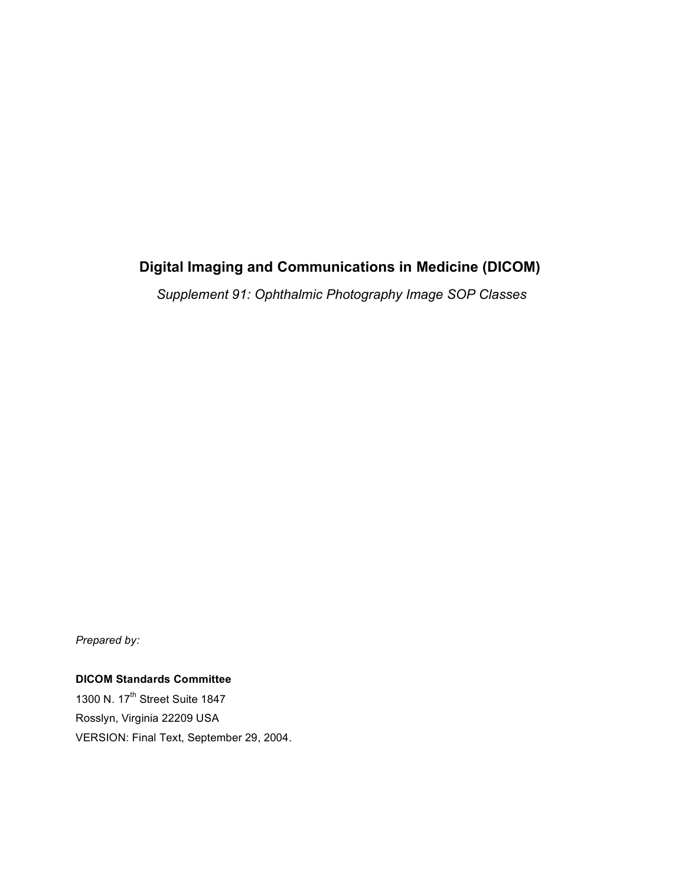# Digital Imaging and Communications in Medicine (DICOM)

*Supplement 91: Ophthalmic Photography Image SOP Classes*

*Prepared by:*

**DICOM Standards Committee**

1300 N. 17th Street Suite 1847

Rosslyn, Virginia 22209 USA

VERSION: Final Text, September 29, 2004.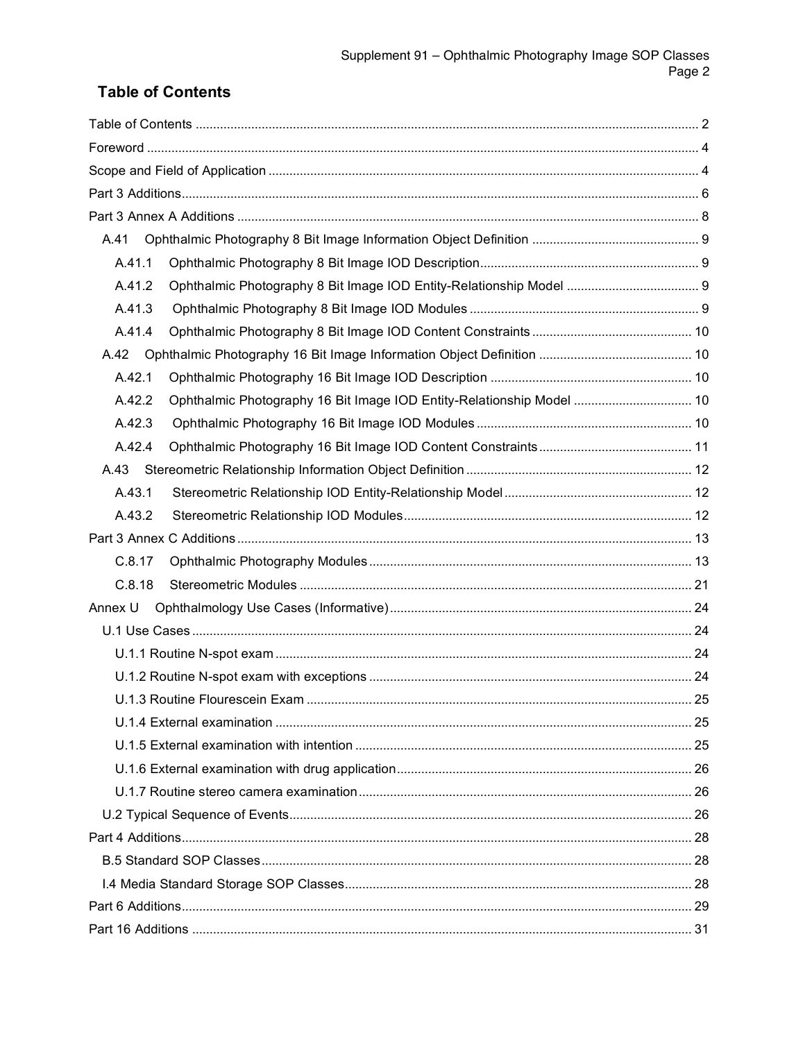## Table of Contents

Table of Contents ..... 2
Foreword ..... 4
Scope and Field of Application ..... 4
Part 3 Additions ..... 6
Part 3 Annex A Additions ..... 8
- A.41 Ophthalmic Photography 8 Bit Image Information Object Definition ..... 9
  - A.41.1 Ophthalmic Photography 8 Bit Image IOD Description ..... 9
  - A.41.2 Ophthalmic Photography 8 Bit Image IOD Entity-Relationship Model ..... 9
  - A.41.3 Ophthalmic Photography 8 Bit Image IOD Modules ..... 9
  - A.41.4 Ophthalmic Photography 8 Bit Image IOD Content Constraints ..... 10
- A.42 Ophthalmic Photography 16 Bit Image Information Object Definition ..... 10
  - A.42.1 Ophthalmic Photography 16 Bit Image IOD Description ..... 10
  - A.42.2 Ophthalmic Photography 16 Bit Image IOD Entity-Relationship Model ..... 10
  - A.42.3 Ophthalmic Photography 16 Bit Image IOD Modules ..... 10
  - A.42.4 Ophthalmic Photography 16 Bit Image IOD Content Constraints ..... 11
- A.43 Stereometric Relationship Information Object Definition ..... 12
  - A.43.1 Stereometric Relationship IOD Entity-Relationship Model ..... 12
  - A.43.2 Stereometric Relationship IOD Modules ..... 12

Part 3 Annex C Additions ..... 13
- C.8.17 Ophthalmic Photography Modules ..... 13
- C.8.18 Stereometric Modules ..... 21

Annex U Ophthalmology Use Cases (Informative) ..... 24
- U.1 Use Cases ..... 24
  - U.1.1 Routine N-spot exam ..... 24
  - U.1.2 Routine N-spot exam with exceptions ..... 24
  - U.1.3 Routine Flourescein Exam ..... 25
  - U.1.4 External examination ..... 25
  - U.1.5 External examination with intention ..... 25
  - U.1.6 External examination with drug application ..... 26
  - U.1.7 Routine stereo camera examination ..... 26
- U.2 Typical Sequence of Events ..... 26

Part 4 Additions ..... 28
- B.5 Standard SOP Classes ..... 28
- I.4 Media Standard Storage SOP Classes ..... 28

Part 6 Additions ..... 29
Part 16 Additions ..... 31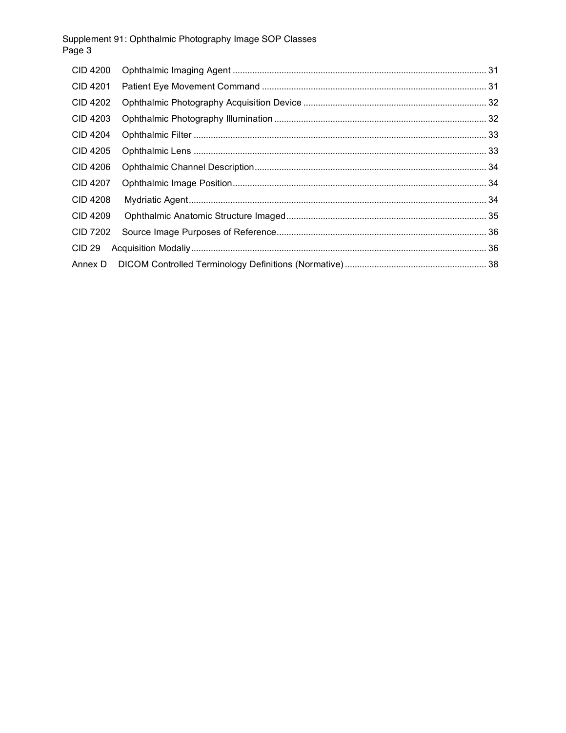CID 4200 Ophthalmic Imaging Agent ........................................................................................................ 31

CID 4201 Patient Eye Movement Command ............................................................................................ 31

CID 4202 Ophthalmic Photography Acquisition Device ........................................................................... 32

CID 4203 Ophthalmic Photography Illumination ....................................................................................... 32

CID 4204 Ophthalmic Filter ........................................................................................................................ 33

CID 4205 Ophthalmic Lens ......................................................................................................................... 33

CID 4206 Ophthalmic Channel Description................................................................................................ 34

CID 4207 Ophthalmic Image Position......................................................................................................... 34

CID 4208 Mydriatic Agent........................................................................................................................... 34

CID 4209 Ophthalmic Anatomic Structure Imaged ................................................................................... 35

CID 7202 Source Image Purposes of Reference....................................................................................... 36

CID 29 Acquisition Modaliy.......................................................................................................................... 36

Annex D DICOM Controlled Terminology Definitions (Normative)........................................................... 38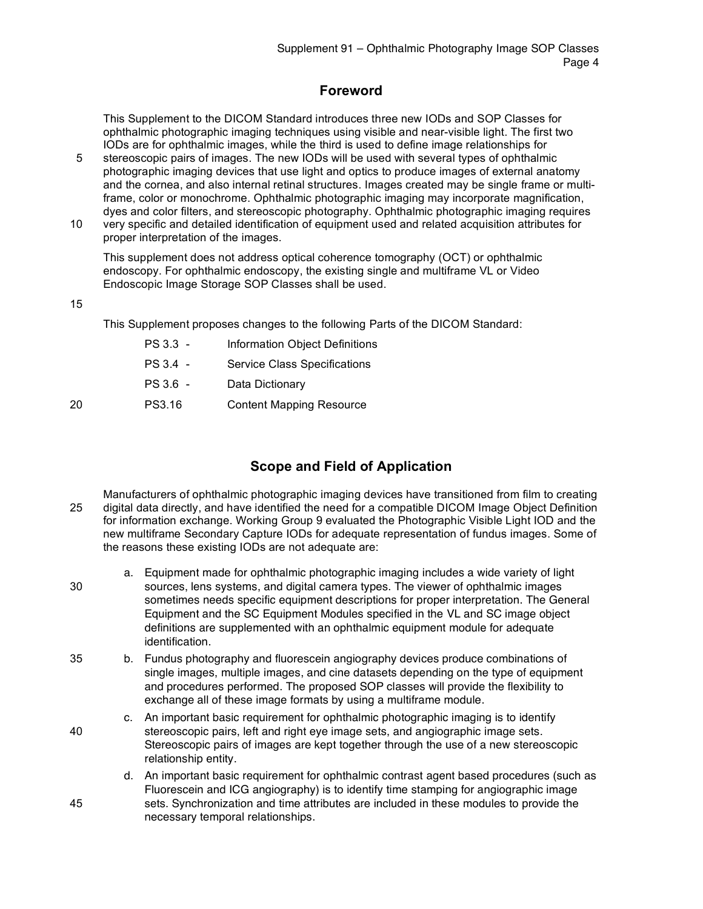## Foreword

This Supplement to the DICOM Standard introduces three new IODs and SOP Classes for ophthalmic photographic imaging techniques using visible and near-visible light. The first two IODs are for ophthalmic images, while the third is used to define image relationships for stereoscopic pairs of images. The new IODs will be used with several types of ophthalmic photographic imaging devices that use light and optics to produce images of external anatomy and the cornea, and also internal retinal structures. Images created may be single frame or multi-frame, color or monochrome. Ophthalmic photographic imaging may incorporate magnification, dyes and color filters, and stereoscopic photography. Ophthalmic photographic imaging requires very specific and detailed identification of equipment used and related acquisition attributes for proper interpretation of the images.

This supplement does not address optical coherence tomography (OCT) or ophthalmic endoscopy. For ophthalmic endoscopy, the existing single and multiframe VL or Video Endoscopic Image Storage SOP Classes shall be used.

This Supplement proposes changes to the following Parts of the DICOM Standard:

| | |
|---|---|
| PS 3.3 - | Information Object Definitions |
| PS 3.4 - | Service Class Specifications |
| PS 3.6 - | Data Dictionary |
| PS3.16 | Content Mapping Resource |

## Scope and Field of Application

Manufacturers of ophthalmic photographic imaging devices have transitioned from film to creating digital data directly, and have identified the need for a compatible DICOM Image Object Definition for information exchange. Working Group 9 evaluated the Photographic Visible Light IOD and the new multiframe Secondary Capture IODs for adequate representation of fundus images. Some of the reasons these existing IODs are not adequate are:

a. Equipment made for ophthalmic photographic imaging includes a wide variety of light sources, lens systems, and digital camera types. The viewer of ophthalmic images sometimes needs specific equipment descriptions for proper interpretation. The General Equipment and the SC Equipment Modules specified in the VL and SC image object definitions are supplemented with an ophthalmic equipment module for adequate identification.

b. Fundus photography and fluorescein angiography devices produce combinations of single images, multiple images, and cine datasets depending on the type of equipment and procedures performed. The proposed SOP classes will provide the flexibility to exchange all of these image formats by using a multiframe module.

c. An important basic requirement for ophthalmic photographic imaging is to identify stereoscopic pairs, left and right eye image sets, and angiographic image sets. Stereoscopic pairs of images are kept together through the use of a new stereoscopic relationship entity.

d. An important basic requirement for ophthalmic contrast agent based procedures (such as Fluorescein and ICG angiography) is to identify time stamping for angiographic image sets. Synchronization and time attributes are included in these modules to provide the necessary temporal relationships.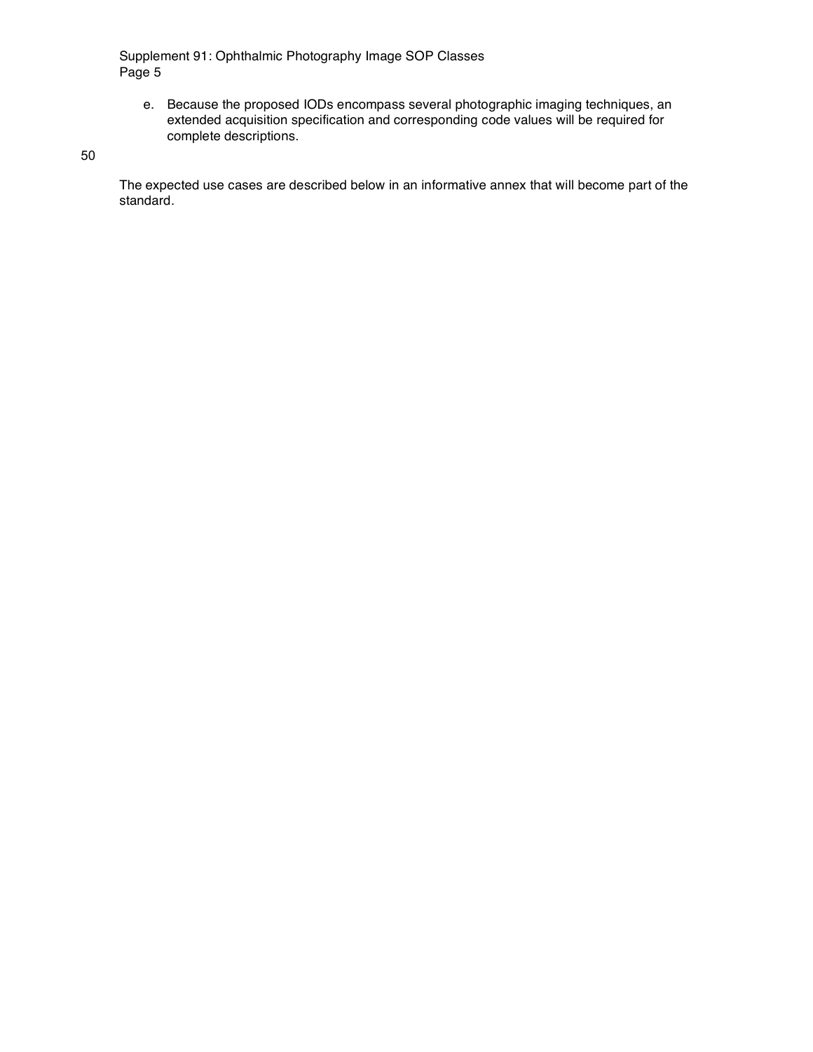e. Because the proposed IODs encompass several photographic imaging techniques, an extended acquisition specification and corresponding code values will be required for complete descriptions.

The expected use cases are described below in an informative annex that will become part of the standard.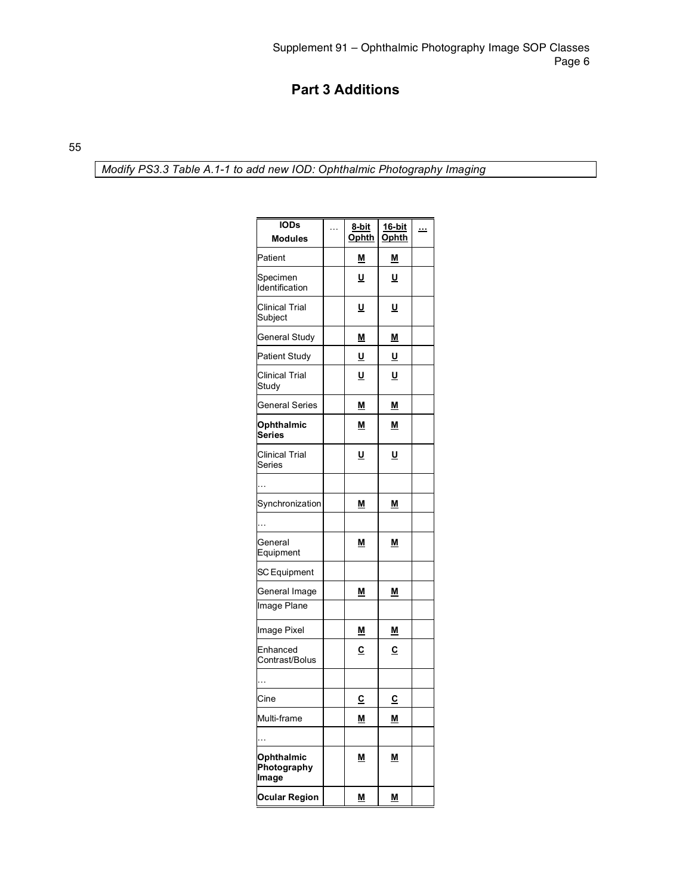# Part 3 Additions

55

*Modify PS3.3 Table A.1-1 to add new IOD: Ophthalmic Photography Imaging*

| IODs / Modules | … | 8-bit Ophth | 16-bit Ophth | … |
|---|---|---|---|---|
| Patient | | M | M | |
| Specimen Identification | | U | U | |
| Clinical Trial Subject | | U | U | |
| General Study | | M | M | |
| Patient Study | | U | U | |
| Clinical Trial Study | | U | U | |
| General Series | | M | M | |
| **Ophthalmic Series** | | M | M | |
| Clinical Trial Series | | U | U | |
| … | | | | |
| Synchronization | | M | M | |
| … | | | | |
| General Equipment | | M | M | |
| SC Equipment | | | | |
| General Image | | M | M | |
| Image Plane | | | | |
| Image Pixel | | M | M | |
| Enhanced Contrast/Bolus | | C | C | |
| … | | | | |
| Cine | | C | C | |
| Multi-frame | | M | M | |
| … | | | | |
| **Ophthalmic Photography Image** | | M | M | |
| **Ocular Region** | | M | M | |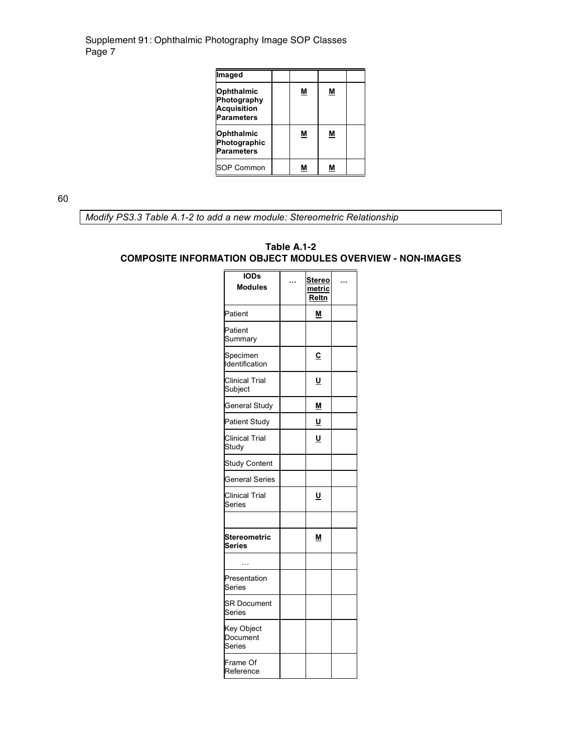| Imaged | | | | |
|---|---|---|---|---|
| **Ophthalmic Photography Acquisition Parameters** | | **M** | **M** | |
| **Ophthalmic Photographic Parameters** | | **M** | **M** | |
| SOP Common | | **M** | **M** | |

60

*Modify PS3.3 Table A.1-2 to add a new module: Stereometric Relationship*

**Table A.1-2**
**COMPOSITE INFORMATION OBJECT MODULES OVERVIEW - NON-IMAGES**

| IODs Modules | … | Stereometric Reltn | … |
|---|---|---|---|
| Patient | | **M** | |
| Patient Summary | | | |
| Specimen Identification | | **C** | |
| Clinical Trial Subject | | **U** | |
| General Study | | **M** | |
| Patient Study | | **U** | |
| Clinical Trial Study | | **U** | |
| Study Content | | | |
| General Series | | | |
| Clinical Trial Series | | **U** | |
| | | | |
| **Stereometric Series** | | **M** | |
| … | | | |
| Presentation Series | | | |
| SR Document Series | | | |
| Key Object Document Series | | | |
| Frame Of Reference | | | |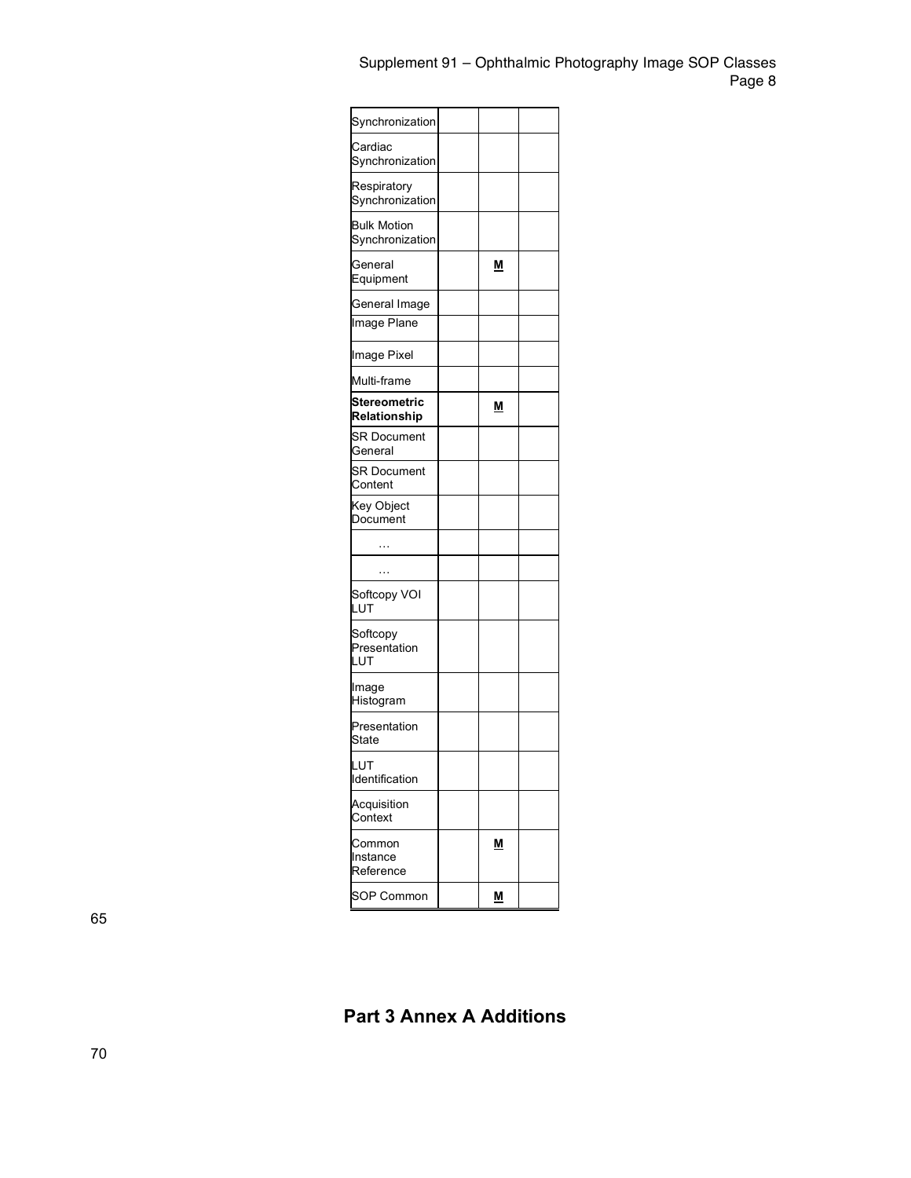| Synchronization | | | |
|---|---|---|---|
| Cardiac Synchronization | | | |
| Respiratory Synchronization | | | |
| Bulk Motion Synchronization | | | |
| General Equipment | | **M** | |
| General Image | | | |
| Image Plane | | | |
| Image Pixel | | | |
| Multi-frame | | | |
| **Stereometric Relationship** | | **M** | |
| SR Document General | | | |
| SR Document Content | | | |
| Key Object Document | | | |
| … | | | |
| … | | | |
| Softcopy VOI LUT | | | |
| Softcopy Presentation LUT | | | |
| Image Histogram | | | |
| Presentation State | | | |
| LUT Identification | | | |
| Acquisition Context | | | |
| Common Instance Reference | | **M** | |
| SOP Common | | **M** | |

## Part 3 Annex A Additions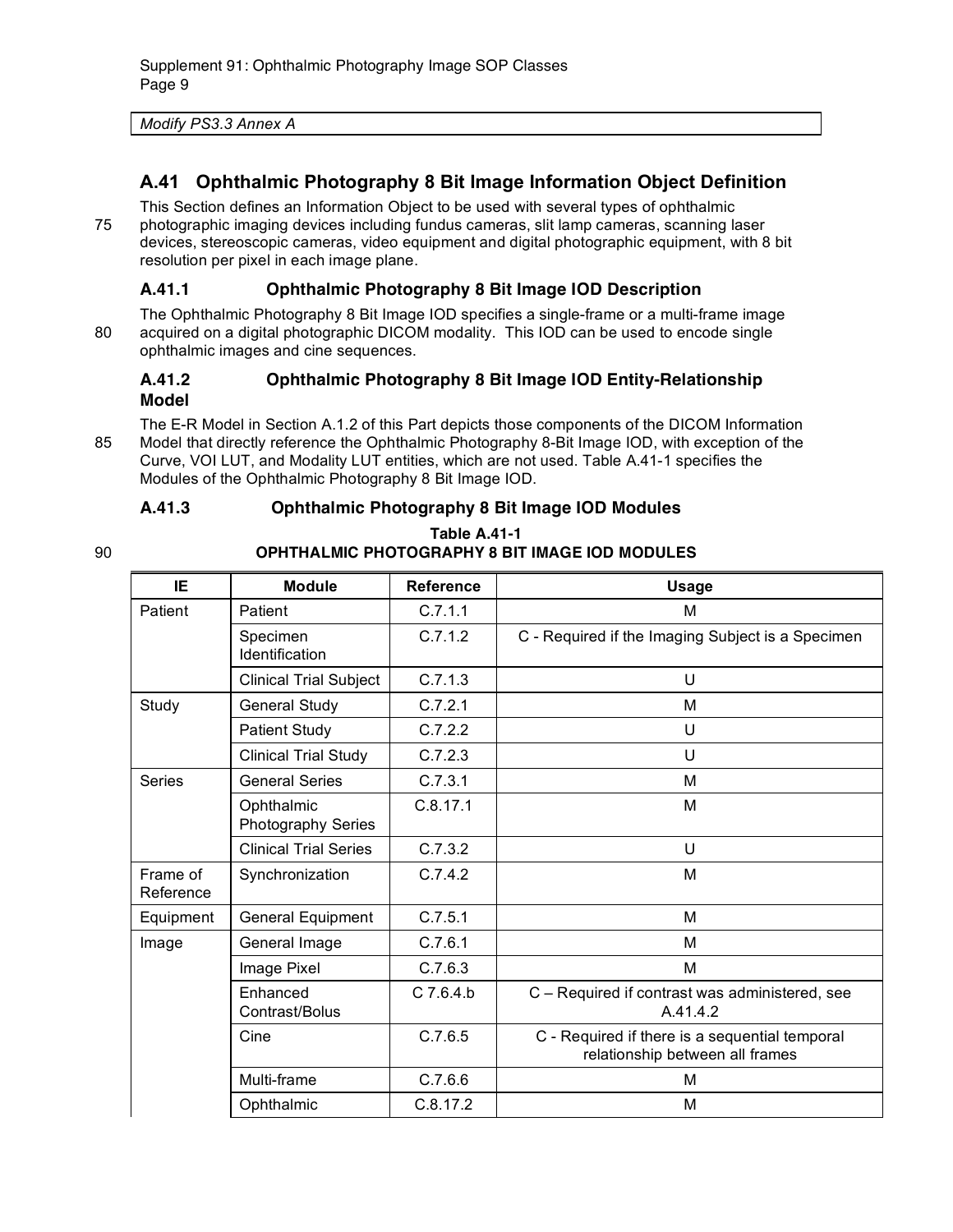*Modify PS3.3 Annex A*

## A.41 Ophthalmic Photography 8 Bit Image Information Object Definition

This Section defines an Information Object to be used with several types of ophthalmic photographic imaging devices including fundus cameras, slit lamp cameras, scanning laser devices, stereoscopic cameras, video equipment and digital photographic equipment, with 8 bit resolution per pixel in each image plane.

### A.41.1 Ophthalmic Photography 8 Bit Image IOD Description

The Ophthalmic Photography 8 Bit Image IOD specifies a single-frame or a multi-frame image acquired on a digital photographic DICOM modality. This IOD can be used to encode single ophthalmic images and cine sequences.

### A.41.2 Ophthalmic Photography 8 Bit Image IOD Entity-Relationship Model

The E-R Model in Section A.1.2 of this Part depicts those components of the DICOM Information Model that directly reference the Ophthalmic Photography 8-Bit Image IOD, with exception of the Curve, VOI LUT, and Modality LUT entities, which are not used. Table A.41-1 specifies the Modules of the Ophthalmic Photography 8 Bit Image IOD.

### A.41.3 Ophthalmic Photography 8 Bit Image IOD Modules

**Table A.41-1**
**OPHTHALMIC PHOTOGRAPHY 8 BIT IMAGE IOD MODULES**

| IE | Module | Reference | Usage |
|---|---|---|---|
| Patient | Patient | C.7.1.1 | M |
| | Specimen Identification | C.7.1.2 | C - Required if the Imaging Subject is a Specimen |
| | Clinical Trial Subject | C.7.1.3 | U |
| Study | General Study | C.7.2.1 | M |
| | Patient Study | C.7.2.2 | U |
| | Clinical Trial Study | C.7.2.3 | U |
| Series | General Series | C.7.3.1 | M |
| | Ophthalmic Photography Series | C.8.17.1 | M |
| | Clinical Trial Series | C.7.3.2 | U |
| Frame of Reference | Synchronization | C.7.4.2 | M |
| Equipment | General Equipment | C.7.5.1 | M |
| Image | General Image | C.7.6.1 | M |
| | Image Pixel | C.7.6.3 | M |
| | Enhanced Contrast/Bolus | C 7.6.4.b | C – Required if contrast was administered, see A.41.4.2 |
| | Cine | C.7.6.5 | C - Required if there is a sequential temporal relationship between all frames |
| | Multi-frame | C.7.6.6 | M |
| | Ophthalmic | C.8.17.2 | M |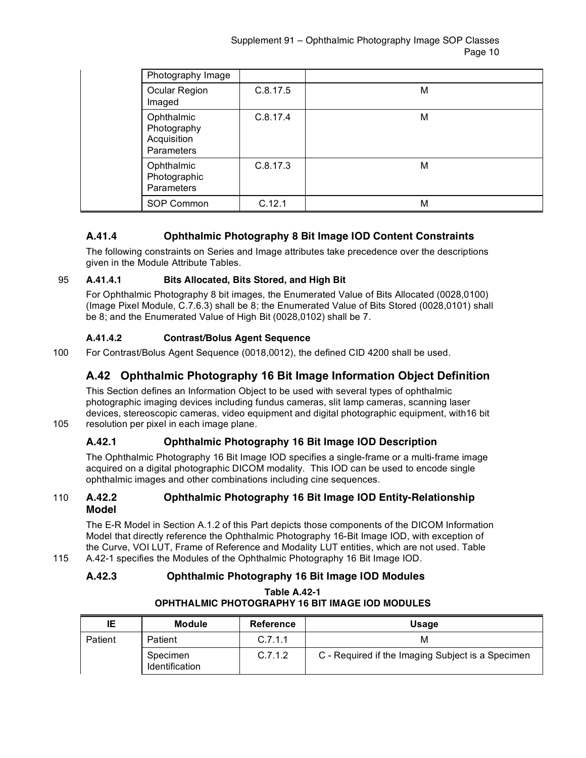| IE | Module | Reference | Usage |
|---|---|---|---|
| | Photography Image | | |
| | Ocular Region Imaged | C.8.17.5 | M |
| | Ophthalmic Photography Acquisition Parameters | C.8.17.4 | M |
| | Ophthalmic Photographic Parameters | C.8.17.3 | M |
| | SOP Common | C.12.1 | M |

### A.41.4 Ophthalmic Photography 8 Bit Image IOD Content Constraints

The following constraints on Series and Image attributes take precedence over the descriptions given in the Module Attribute Tables.

#### A.41.4.1 Bits Allocated, Bits Stored, and High Bit

For Ophthalmic Photography 8 bit images, the Enumerated Value of Bits Allocated (0028,0100) (Image Pixel Module, C.7.6.3) shall be 8; the Enumerated Value of Bits Stored (0028,0101) shall be 8; and the Enumerated Value of High Bit (0028,0102) shall be 7.

#### A.41.4.2 Contrast/Bolus Agent Sequence

For Contrast/Bolus Agent Sequence (0018,0012), the defined CID 4200 shall be used.

## A.42 Ophthalmic Photography 16 Bit Image Information Object Definition

This Section defines an Information Object to be used with several types of ophthalmic photographic imaging devices including fundus cameras, slit lamp cameras, scanning laser devices, stereoscopic cameras, video equipment and digital photographic equipment, with16 bit resolution per pixel in each image plane.

### A.42.1 Ophthalmic Photography 16 Bit Image IOD Description

The Ophthalmic Photography 16 Bit Image IOD specifies a single-frame or a multi-frame image acquired on a digital photographic DICOM modality. This IOD can be used to encode single ophthalmic images and other combinations including cine sequences.

### A.42.2 Ophthalmic Photography 16 Bit Image IOD Entity-Relationship Model

The E-R Model in Section A.1.2 of this Part depicts those components of the DICOM Information Model that directly reference the Ophthalmic Photography 16-Bit Image IOD, with exception of the Curve, VOI LUT, Frame of Reference and Modality LUT entities, which are not used. Table A.42-1 specifies the Modules of the Ophthalmic Photography 16 Bit Image IOD.

### A.42.3 Ophthalmic Photography 16 Bit Image IOD Modules

**Table A.42-1**
**OPHTHALMIC PHOTOGRAPHY 16 BIT IMAGE IOD MODULES**

| IE | Module | Reference | Usage |
|---|---|---|---|
| Patient | Patient | C.7.1.1 | M |
| | Specimen Identification | C.7.1.2 | C - Required if the Imaging Subject is a Specimen |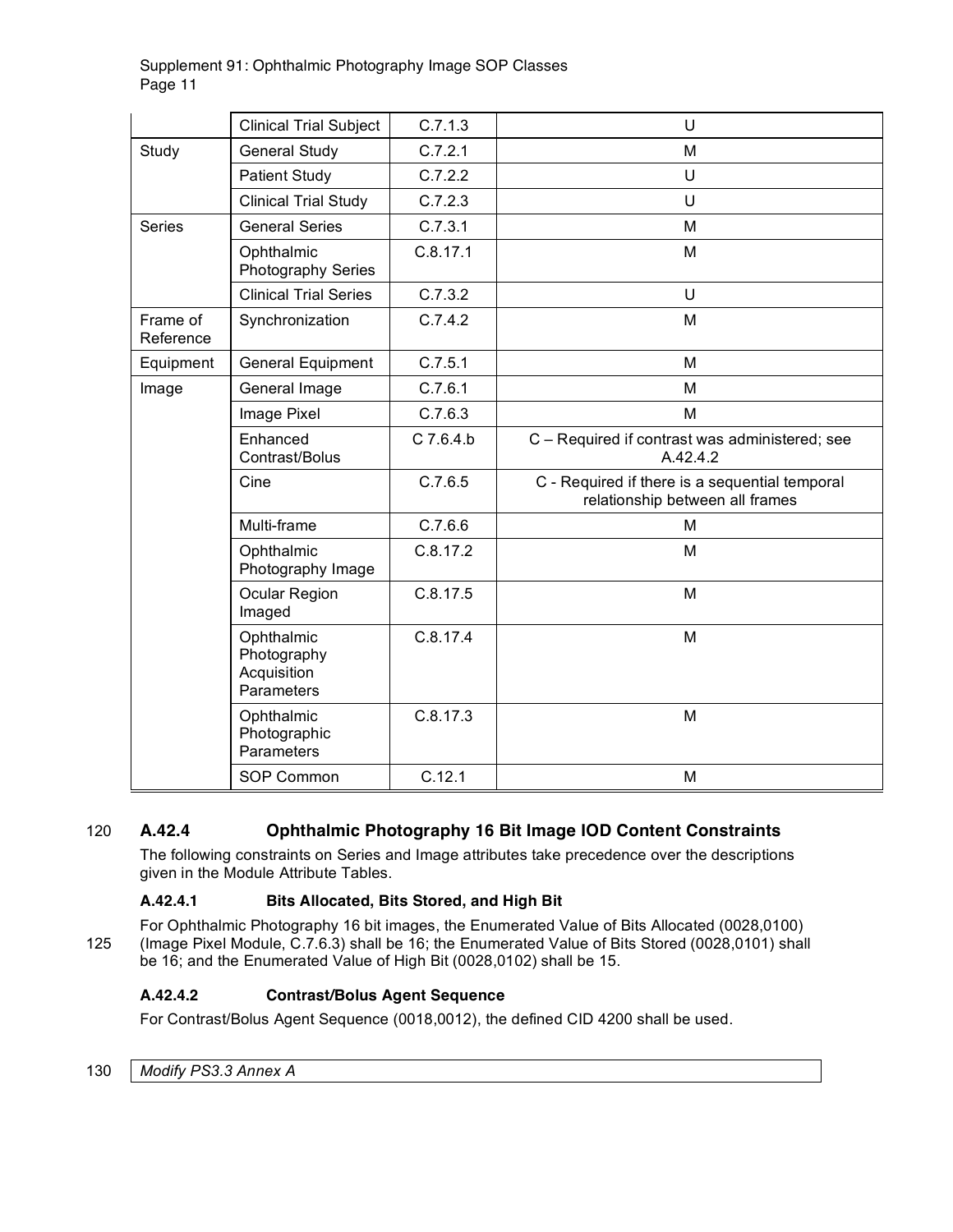| | | | |
|---|---|---|---|
| | Clinical Trial Subject | C.7.1.3 | U |
| Study | General Study | C.7.2.1 | M |
| | Patient Study | C.7.2.2 | U |
| | Clinical Trial Study | C.7.2.3 | U |
| Series | General Series | C.7.3.1 | M |
| | Ophthalmic Photography Series | C.8.17.1 | M |
| | Clinical Trial Series | C.7.3.2 | U |
| Frame of Reference | Synchronization | C.7.4.2 | M |
| Equipment | General Equipment | C.7.5.1 | M |
| Image | General Image | C.7.6.1 | M |
| | Image Pixel | C.7.6.3 | M |
| | Enhanced Contrast/Bolus | C 7.6.4.b | C – Required if contrast was administered; see A.42.4.2 |
| | Cine | C.7.6.5 | C - Required if there is a sequential temporal relationship between all frames |
| | Multi-frame | C.7.6.6 | M |
| | Ophthalmic Photography Image | C.8.17.2 | M |
| | Ocular Region Imaged | C.8.17.5 | M |
| | Ophthalmic Photography Acquisition Parameters | C.8.17.4 | M |
| | Ophthalmic Photographic Parameters | C.8.17.3 | M |
| | SOP Common | C.12.1 | M |

120 **A.42.4 Ophthalmic Photography 16 Bit Image IOD Content Constraints**

The following constraints on Series and Image attributes take precedence over the descriptions given in the Module Attribute Tables.

**A.42.4.1 Bits Allocated, Bits Stored, and High Bit**

For Ophthalmic Photography 16 bit images, the Enumerated Value of Bits Allocated (0028,0100)
125 (Image Pixel Module, C.7.6.3) shall be 16; the Enumerated Value of Bits Stored (0028,0101) shall be 16; and the Enumerated Value of High Bit (0028,0102) shall be 15.

**A.42.4.2 Contrast/Bolus Agent Sequence**

For Contrast/Bolus Agent Sequence (0018,0012), the defined CID 4200 shall be used.

130 *Modify PS3.3 Annex A*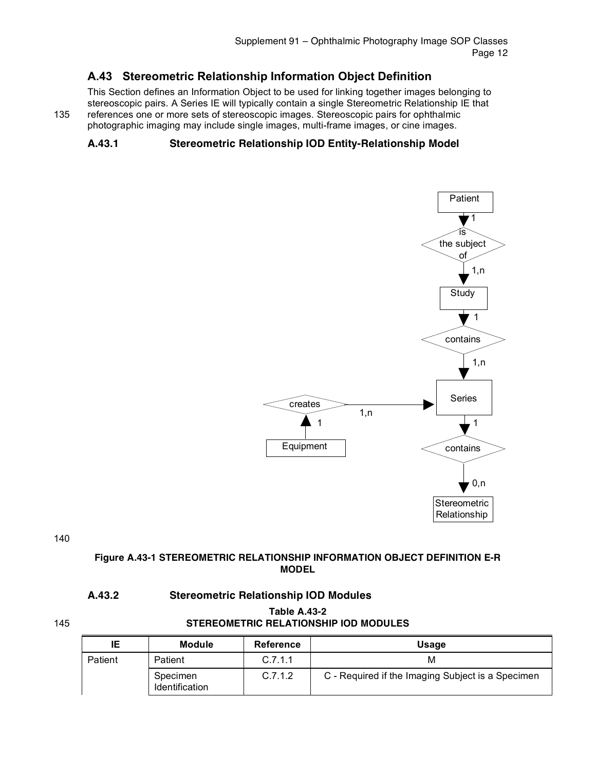## A.43 Stereometric Relationship Information Object Definition

This Section defines an Information Object to be used for linking together images belonging to stereoscopic pairs. A Series IE will typically contain a single Stereometric Relationship IE that references one or more sets of stereoscopic images. Stereoscopic pairs for ophthalmic photographic imaging may include single images, multi-frame images, or cine images.

### A.43.1 Stereometric Relationship IOD Entity-Relationship Model

**Figure A.43-1 STEREOMETRIC RELATIONSHIP INFORMATION OBJECT DEFINITION E-R MODEL**

### A.43.2 Stereometric Relationship IOD Modules

**Table A.43-2**
**STEREOMETRIC RELATIONSHIP IOD MODULES**

| IE | Module | Reference | Usage |
|---|---|---|---|
| Patient | Patient | C.7.1.1 | M |
| | Specimen Identification | C.7.1.2 | C - Required if the Imaging Subject is a Specimen |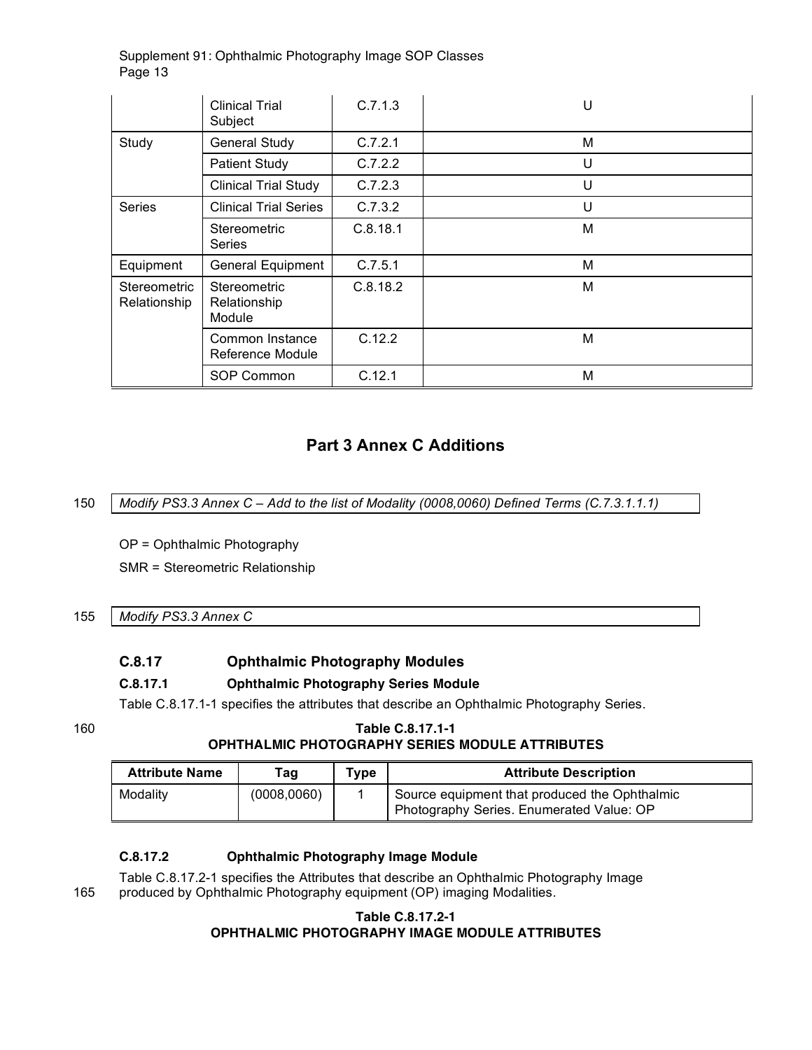|  | Clinical Trial Subject | C.7.1.3 | U |
|---|---|---|---|
| Study | General Study | C.7.2.1 | M |
|  | Patient Study | C.7.2.2 | U |
|  | Clinical Trial Study | C.7.2.3 | U |
| Series | Clinical Trial Series | C.7.3.2 | U |
|  | Stereometric Series | C.8.18.1 | M |
| Equipment | General Equipment | C.7.5.1 | M |
| Stereometric Relationship | Stereometric Relationship Module | C.8.18.2 | M |
|  | Common Instance Reference Module | C.12.2 | M |
|  | SOP Common | C.12.1 | M |

## Part 3 Annex C Additions

150 *Modify PS3.3 Annex C – Add to the list of Modality (0008,0060) Defined Terms (C.7.3.1.1.1)*

OP = Ophthalmic Photography

SMR = Stereometric Relationship

155 *Modify PS3.3 Annex C*

### C.8.17 Ophthalmic Photography Modules

#### C.8.17.1 Ophthalmic Photography Series Module

Table C.8.17.1-1 specifies the attributes that describe an Ophthalmic Photography Series.

160 **Table C.8.17.1-1**
**OPHTHALMIC PHOTOGRAPHY SERIES MODULE ATTRIBUTES**

| Attribute Name | Tag | Type | Attribute Description |
|---|---|---|---|
| Modality | (0008,0060) | 1 | Source equipment that produced the Ophthalmic Photography Series. Enumerated Value: OP |

#### C.8.17.2 Ophthalmic Photography Image Module

Table C.8.17.2-1 specifies the Attributes that describe an Ophthalmic Photography Image
165 produced by Ophthalmic Photography equipment (OP) imaging Modalities.

**Table C.8.17.2-1**
**OPHTHALMIC PHOTOGRAPHY IMAGE MODULE ATTRIBUTES**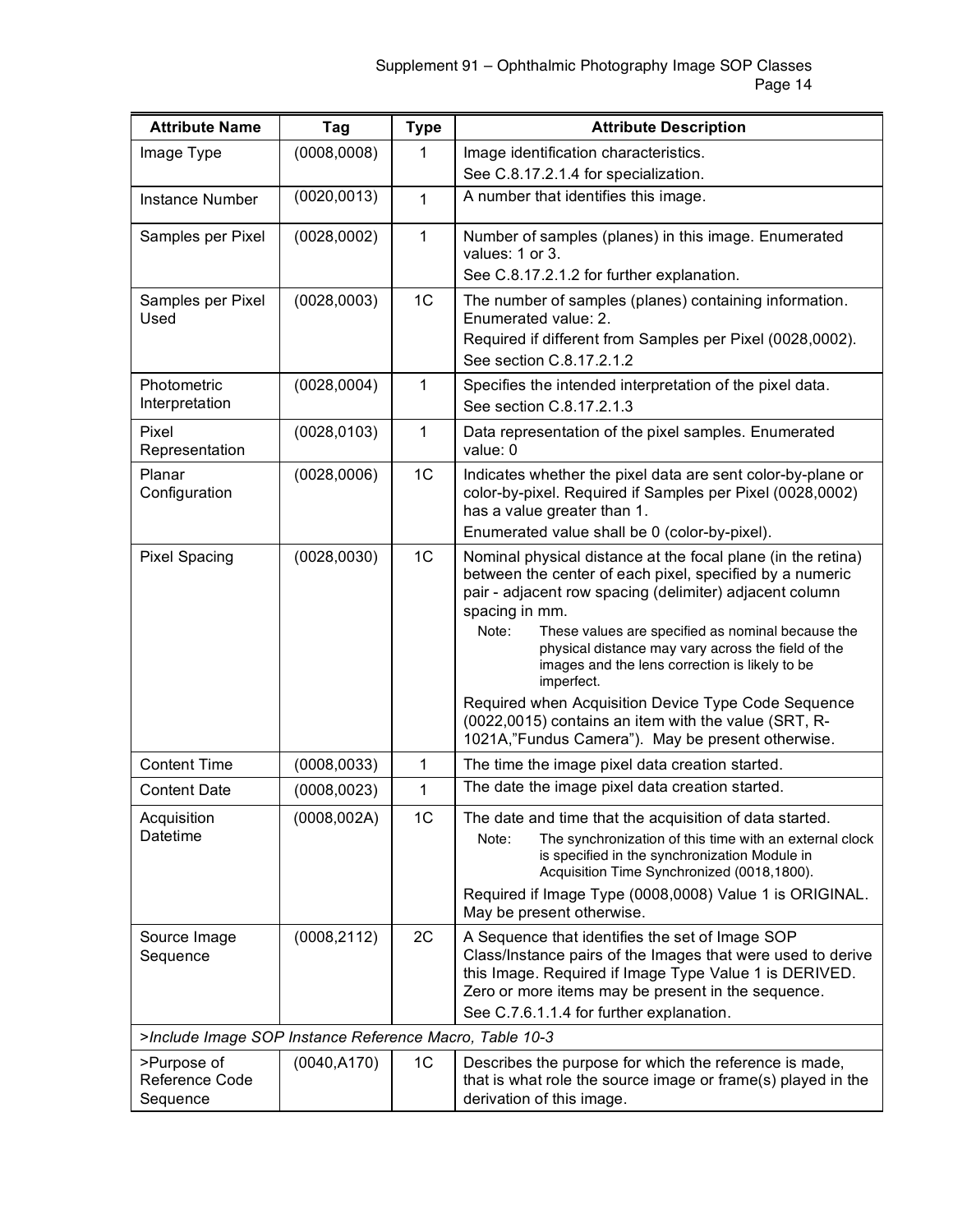| Attribute Name | Tag | Type | Attribute Description |
|---|---|---|---|
| Image Type | (0008,0008) | 1 | Image identification characteristics.<br>See C.8.17.2.1.4 for specialization. |
| Instance Number | (0020,0013) | 1 | A number that identifies this image. |
| Samples per Pixel | (0028,0002) | 1 | Number of samples (planes) in this image. Enumerated values: 1 or 3.<br>See C.8.17.2.1.2 for further explanation. |
| Samples per Pixel Used | (0028,0003) | 1C | The number of samples (planes) containing information. Enumerated value: 2.<br>Required if different from Samples per Pixel (0028,0002).<br>See section C.8.17.2.1.2 |
| Photometric Interpretation | (0028,0004) | 1 | Specifies the intended interpretation of the pixel data.<br>See section C.8.17.2.1.3 |
| Pixel Representation | (0028,0103) | 1 | Data representation of the pixel samples. Enumerated value: 0 |
| Planar Configuration | (0028,0006) | 1C | Indicates whether the pixel data are sent color-by-plane or color-by-pixel. Required if Samples per Pixel (0028,0002) has a value greater than 1.<br>Enumerated value shall be 0 (color-by-pixel). |
| Pixel Spacing | (0028,0030) | 1C | Nominal physical distance at the focal plane (in the retina) between the center of each pixel, specified by a numeric pair - adjacent row spacing (delimiter) adjacent column spacing in mm.<br>Note: These values are specified as nominal because the physical distance may vary across the field of the images and the lens correction is likely to be imperfect.<br>Required when Acquisition Device Type Code Sequence (0022,0015) contains an item with the value (SRT, R-1021A,"Fundus Camera"). May be present otherwise. |
| Content Time | (0008,0033) | 1 | The time the image pixel data creation started. |
| Content Date | (0008,0023) | 1 | The date the image pixel data creation started. |
| Acquisition Datetime | (0008,002A) | 1C | The date and time that the acquisition of data started.<br>Note: The synchronization of this time with an external clock is specified in the synchronization Module in Acquisition Time Synchronized (0018,1800).<br>Required if Image Type (0008,0008) Value 1 is ORIGINAL. May be present otherwise. |
| Source Image Sequence | (0008,2112) | 2C | A Sequence that identifies the set of Image SOP Class/Instance pairs of the Images that were used to derive this Image. Required if Image Type Value 1 is DERIVED. Zero or more items may be present in the sequence.<br>See C.7.6.1.1.4 for further explanation. |
| *>Include Image SOP Instance Reference Macro, Table 10-3* | | | |
| >Purpose of Reference Code Sequence | (0040,A170) | 1C | Describes the purpose for which the reference is made, that is what role the source image or frame(s) played in the derivation of this image. |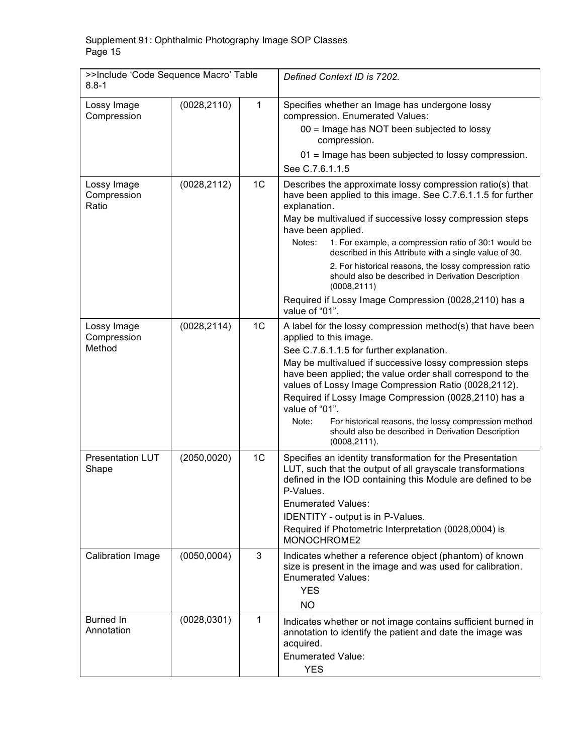| >>Include 'Code Sequence Macro' Table 8.8-1 | | | *Defined Context ID is 7202.* |
|---|---|---|---|
| Lossy Image Compression | (0028,2110) | 1 | Specifies whether an Image has undergone lossy compression. Enumerated Values:<br>00 = Image has NOT been subjected to lossy compression.<br>01 = Image has been subjected to lossy compression.<br>See C.7.6.1.1.5 |
| Lossy Image Compression Ratio | (0028,2112) | 1C | Describes the approximate lossy compression ratio(s) that have been applied to this image. See C.7.6.1.1.5 for further explanation.<br>May be multivalued if successive lossy compression steps have been applied.<br>Notes: 1. For example, a compression ratio of 30:1 would be described in this Attribute with a single value of 30.<br>2. For historical reasons, the lossy compression ratio should also be described in Derivation Description (0008,2111)<br>Required if Lossy Image Compression (0028,2110) has a value of "01". |
| Lossy Image Compression Method | (0028,2114) | 1C | A label for the lossy compression method(s) that have been applied to this image.<br>See C.7.6.1.1.5 for further explanation.<br>May be multivalued if successive lossy compression steps have been applied; the value order shall correspond to the values of Lossy Image Compression Ratio (0028,2112).<br>Required if Lossy Image Compression (0028,2110) has a value of "01".<br>Note: For historical reasons, the lossy compression method should also be described in Derivation Description (0008,2111). |
| Presentation LUT Shape | (2050,0020) | 1C | Specifies an identity transformation for the Presentation LUT, such that the output of all grayscale transformations defined in the IOD containing this Module are defined to be P-Values.<br>Enumerated Values:<br>IDENTITY - output is in P-Values.<br>Required if Photometric Interpretation (0028,0004) is MONOCHROME2 |
| Calibration Image | (0050,0004) | 3 | Indicates whether a reference object (phantom) of known size is present in the image and was used for calibration. Enumerated Values:<br>YES<br>NO |
| Burned In Annotation | (0028,0301) | 1 | Indicates whether or not image contains sufficient burned in annotation to identify the patient and date the image was acquired.<br>Enumerated Value:<br>YES |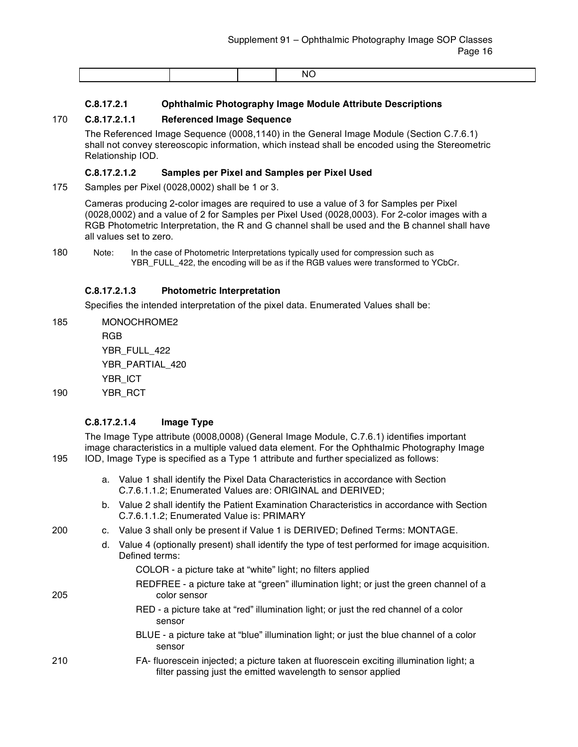| | | | NO |
|---|---|---|---|

#### C.8.17.2.1 Ophthalmic Photography Image Module Attribute Descriptions

##### C.8.17.2.1.1 Referenced Image Sequence

The Referenced Image Sequence (0008,1140) in the General Image Module (Section C.7.6.1) shall not convey stereoscopic information, which instead shall be encoded using the Stereometric Relationship IOD.

##### C.8.17.2.1.2 Samples per Pixel and Samples per Pixel Used

Samples per Pixel (0028,0002) shall be 1 or 3.

Cameras producing 2-color images are required to use a value of 3 for Samples per Pixel (0028,0002) and a value of 2 for Samples per Pixel Used (0028,0003). For 2-color images with a RGB Photometric Interpretation, the R and G channel shall be used and the B channel shall have all values set to zero.

Note: In the case of Photometric Interpretations typically used for compression such as YBR_FULL_422, the encoding will be as if the RGB values were transformed to YCbCr.

##### C.8.17.2.1.3 Photometric Interpretation

Specifies the intended interpretation of the pixel data. Enumerated Values shall be:

MONOCHROME2
RGB
YBR_FULL_422
YBR_PARTIAL_420
YBR_ICT
YBR_RCT

##### C.8.17.2.1.4 Image Type

The Image Type attribute (0008,0008) (General Image Module, C.7.6.1) identifies important image characteristics in a multiple valued data element. For the Ophthalmic Photography Image IOD, Image Type is specified as a Type 1 attribute and further specialized as follows:

a. Value 1 shall identify the Pixel Data Characteristics in accordance with Section C.7.6.1.1.2; Enumerated Values are: ORIGINAL and DERIVED;

b. Value 2 shall identify the Patient Examination Characteristics in accordance with Section C.7.6.1.1.2; Enumerated Value is: PRIMARY

c. Value 3 shall only be present if Value 1 is DERIVED; Defined Terms: MONTAGE.

d. Value 4 (optionally present) shall identify the type of test performed for image acquisition. Defined terms:

COLOR - a picture take at "white" light; no filters applied

REDFREE - a picture take at "green" illumination light; or just the green channel of a color sensor

RED - a picture take at "red" illumination light; or just the red channel of a color sensor

BLUE - a picture take at "blue" illumination light; or just the blue channel of a color sensor

FA- fluorescein injected; a picture taken at fluorescein exciting illumination light; a filter passing just the emitted wavelength to sensor applied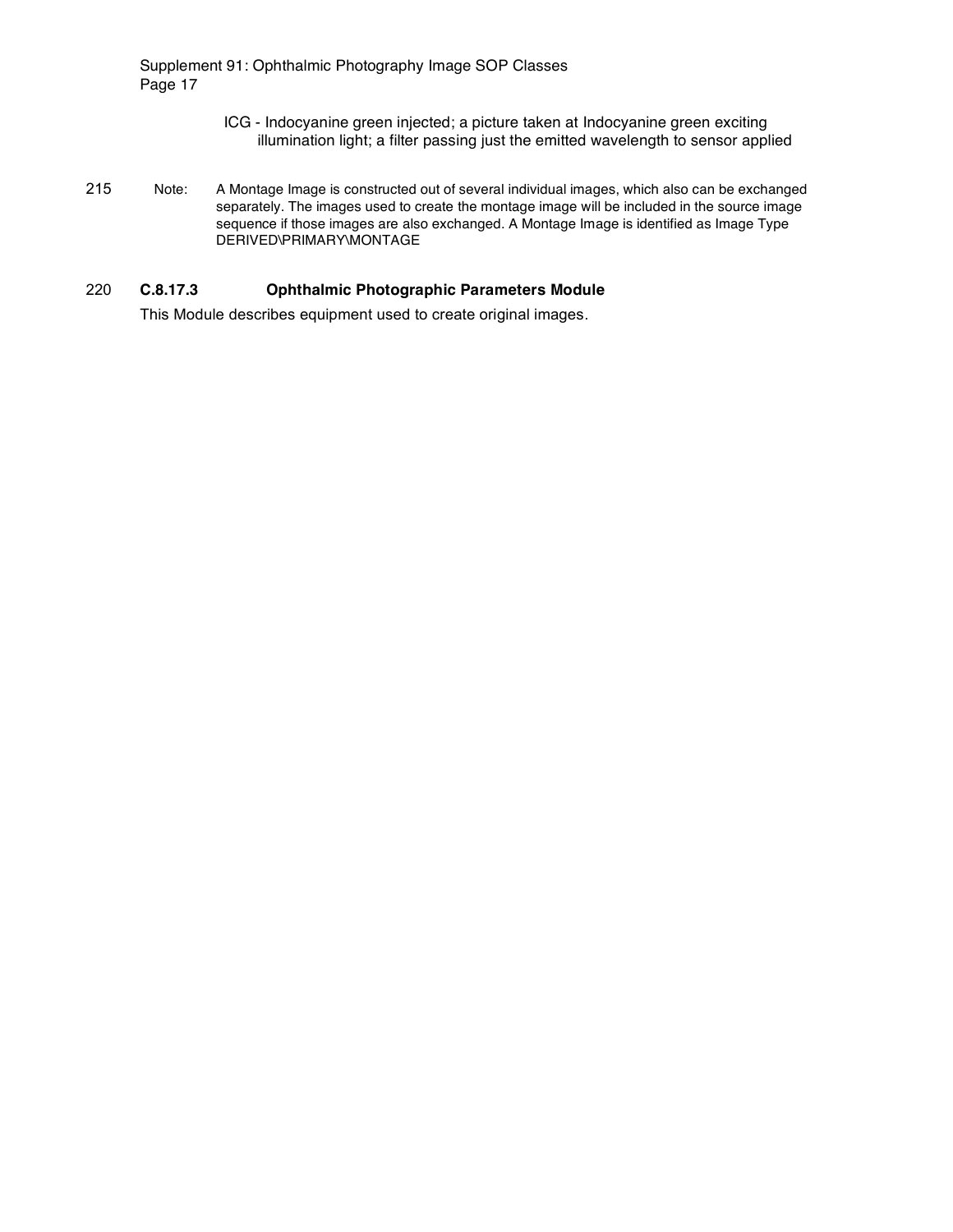ICG - Indocyanine green injected; a picture taken at Indocyanine green exciting illumination light; a filter passing just the emitted wavelength to sensor applied

Note: A Montage Image is constructed out of several individual images, which also can be exchanged separately. The images used to create the montage image will be included in the source image sequence if those images are also exchanged. A Montage Image is identified as Image Type DERIVED\PRIMARY\MONTAGE

### C.8.17.3 Ophthalmic Photographic Parameters Module

This Module describes equipment used to create original images.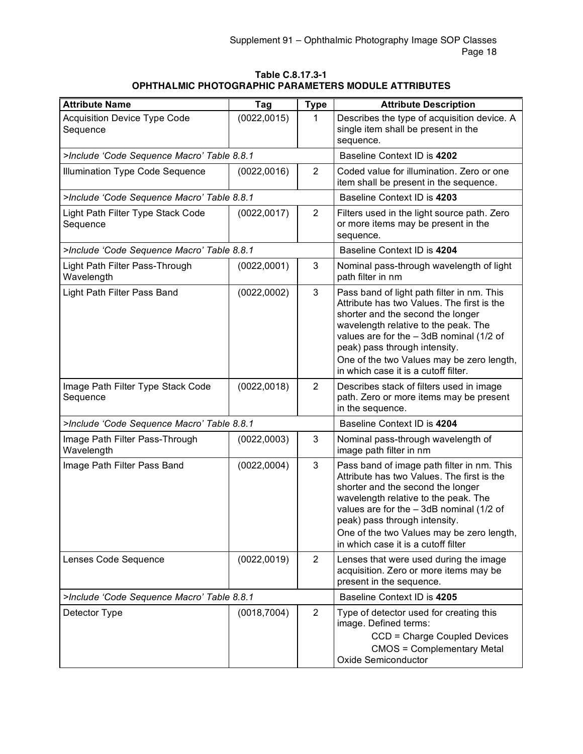**Table C.8.17.3-1**
**OPHTHALMIC PHOTOGRAPHIC PARAMETERS MODULE ATTRIBUTES**

| Attribute Name | Tag | Type | Attribute Description |
|---|---|---|---|
| Acquisition Device Type Code Sequence | (0022,0015) | 1 | Describes the type of acquisition device. A single item shall be present in the sequence. |
| *>Include 'Code Sequence Macro' Table 8.8.1* | | | Baseline Context ID is **4202** |
| Illumination Type Code Sequence | (0022,0016) | 2 | Coded value for illumination. Zero or one item shall be present in the sequence. |
| *>Include 'Code Sequence Macro' Table 8.8.1* | | | Baseline Context ID is **4203** |
| Light Path Filter Type Stack Code Sequence | (0022,0017) | 2 | Filters used in the light source path. Zero or more items may be present in the sequence. |
| *>Include 'Code Sequence Macro' Table 8.8.1* | | | Baseline Context ID is **4204** |
| Light Path Filter Pass-Through Wavelength | (0022,0001) | 3 | Nominal pass-through wavelength of light path filter in nm |
| Light Path Filter Pass Band | (0022,0002) | 3 | Pass band of light path filter in nm. This Attribute has two Values. The first is the shorter and the second the longer wavelength relative to the peak. The values are for the – 3dB nominal (1/2 of peak) pass through intensity. One of the two Values may be zero length, in which case it is a cutoff filter. |
| Image Path Filter Type Stack Code Sequence | (0022,0018) | 2 | Describes stack of filters used in image path. Zero or more items may be present in the sequence. |
| *>Include 'Code Sequence Macro' Table 8.8.1* | | | Baseline Context ID is **4204** |
| Image Path Filter Pass-Through Wavelength | (0022,0003) | 3 | Nominal pass-through wavelength of image path filter in nm |
| Image Path Filter Pass Band | (0022,0004) | 3 | Pass band of image path filter in nm. This Attribute has two Values. The first is the shorter and the second the longer wavelength relative to the peak. The values are for the – 3dB nominal (1/2 of peak) pass through intensity. One of the two Values may be zero length, in which case it is a cutoff filter |
| Lenses Code Sequence | (0022,0019) | 2 | Lenses that were used during the image acquisition. Zero or more items may be present in the sequence. |
| *>Include 'Code Sequence Macro' Table 8.8.1* | | | Baseline Context ID is **4205** |
| Detector Type | (0018,7004) | 2 | Type of detector used for creating this image. Defined terms: CCD = Charge Coupled Devices CMOS = Complementary Metal Oxide Semiconductor |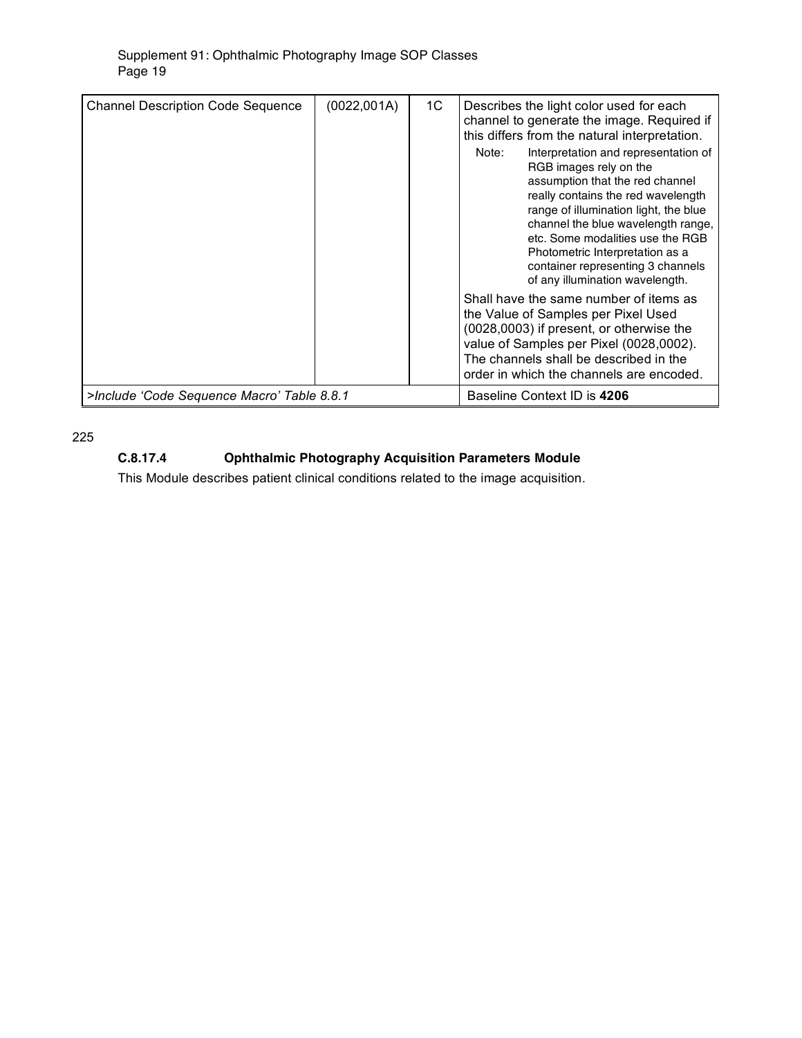| Channel Description Code Sequence | (0022,001A) | 1C | Describes the light color used for each channel to generate the image. Required if this differs from the natural interpretation. Note: Interpretation and representation of RGB images rely on the assumption that the red channel really contains the red wavelength range of illumination light, the blue channel the blue wavelength range, etc. Some modalities use the RGB Photometric Interpretation as a container representing 3 channels of any illumination wavelength. Shall have the same number of items as the Value of Samples per Pixel Used (0028,0003) if present, or otherwise the value of Samples per Pixel (0028,0002). The channels shall be described in the order in which the channels are encoded. |
|---|---|---|---|
| *>Include 'Code Sequence Macro' Table 8.8.1* | | | Baseline Context ID is **4206** |

225

### C.8.17.4 Ophthalmic Photography Acquisition Parameters Module

This Module describes patient clinical conditions related to the image acquisition.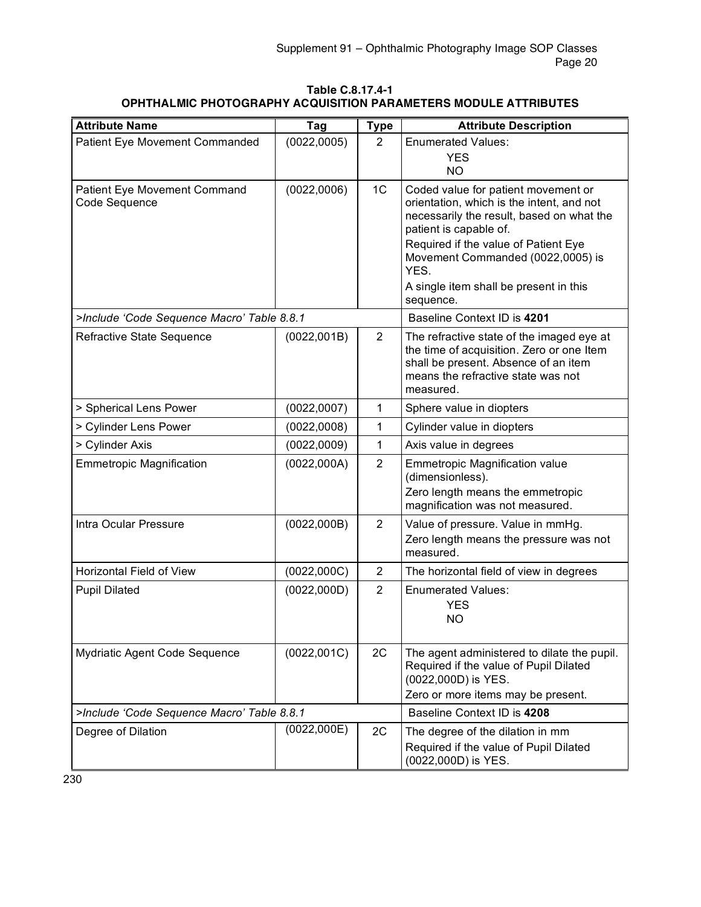**Table C.8.17.4-1**
**OPHTHALMIC PHOTOGRAPHY ACQUISITION PARAMETERS MODULE ATTRIBUTES**

| Attribute Name | Tag | Type | Attribute Description |
|---|---|---|---|
| Patient Eye Movement Commanded | (0022,0005) | 2 | Enumerated Values:<br>YES<br>NO |
| Patient Eye Movement Command Code Sequence | (0022,0006) | 1C | Coded value for patient movement or orientation, which is the intent, and not necessarily the result, based on what the patient is capable of.<br>Required if the value of Patient Eye Movement Commanded (0022,0005) is YES.<br>A single item shall be present in this sequence. |
| *>Include 'Code Sequence Macro' Table 8.8.1* | | | Baseline Context ID is **4201** |
| Refractive State Sequence | (0022,001B) | 2 | The refractive state of the imaged eye at the time of acquisition. Zero or one Item shall be present. Absence of an item means the refractive state was not measured. |
| > Spherical Lens Power | (0022,0007) | 1 | Sphere value in diopters |
| > Cylinder Lens Power | (0022,0008) | 1 | Cylinder value in diopters |
| > Cylinder Axis | (0022,0009) | 1 | Axis value in degrees |
| Emmetropic Magnification | (0022,000A) | 2 | Emmetropic Magnification value (dimensionless).<br>Zero length means the emmetropic magnification was not measured. |
| Intra Ocular Pressure | (0022,000B) | 2 | Value of pressure. Value in mmHg.<br>Zero length means the pressure was not measured. |
| Horizontal Field of View | (0022,000C) | 2 | The horizontal field of view in degrees |
| Pupil Dilated | (0022,000D) | 2 | Enumerated Values:<br>YES<br>NO |
| Mydriatic Agent Code Sequence | (0022,001C) | 2C | The agent administered to dilate the pupil. Required if the value of Pupil Dilated (0022,000D) is YES.<br>Zero or more items may be present. |
| *>Include 'Code Sequence Macro' Table 8.8.1* | | | Baseline Context ID is **4208** |
| Degree of Dilation | (0022,000E) | 2C | The degree of the dilation in mm<br>Required if the value of Pupil Dilated (0022,000D) is YES. |

230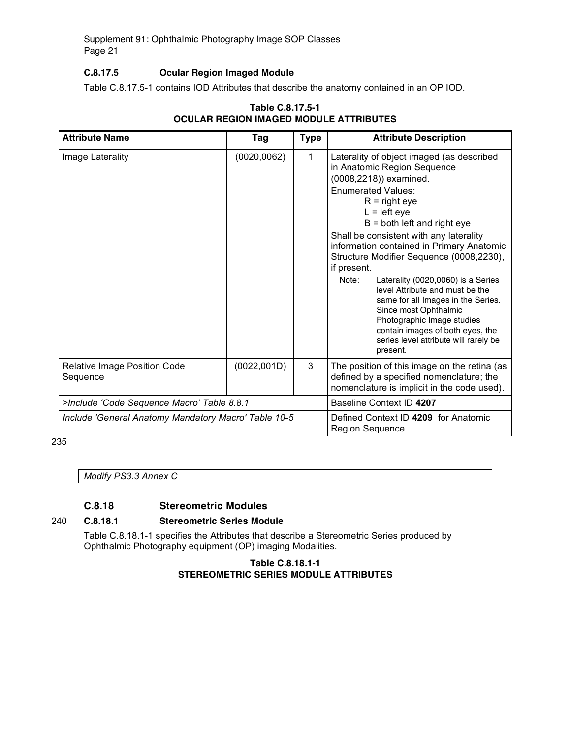### C.8.17.5 Ocular Region Imaged Module

Table C.8.17.5-1 contains IOD Attributes that describe the anatomy contained in an OP IOD.

**Table C.8.17.5-1**
**OCULAR REGION IMAGED MODULE ATTRIBUTES**

| Attribute Name | Tag | Type | Attribute Description |
|---|---|---|---|
| Image Laterality | (0020,0062) | 1 | Laterality of object imaged (as described in Anatomic Region Sequence (0008,2218)) examined.<br>Enumerated Values:<br>R = right eye<br>L = left eye<br>B = both left and right eye<br>Shall be consistent with any laterality information contained in Primary Anatomic Structure Modifier Sequence (0008,2230), if present.<br>Note: Laterality (0020,0060) is a Series level Attribute and must be the same for all Images in the Series. Since most Ophthalmic Photographic Image studies contain images of both eyes, the series level attribute will rarely be present. |
| Relative Image Position Code Sequence | (0022,001D) | 3 | The position of this image on the retina (as defined by a specified nomenclature; the nomenclature is implicit in the code used). |
| *>Include 'Code Sequence Macro' Table 8.8.1* | | | Baseline Context ID **4207** |
| *Include 'General Anatomy Mandatory Macro' Table 10-5* | | | Defined Context ID **4209** for Anatomic Region Sequence |

235

*Modify PS3.3 Annex C*

### C.8.18 Stereometric Modules

240 **C.8.18.1 Stereometric Series Module**

Table C.8.18.1-1 specifies the Attributes that describe a Stereometric Series produced by Ophthalmic Photography equipment (OP) imaging Modalities.

**Table C.8.18.1-1**
**STEREOMETRIC SERIES MODULE ATTRIBUTES**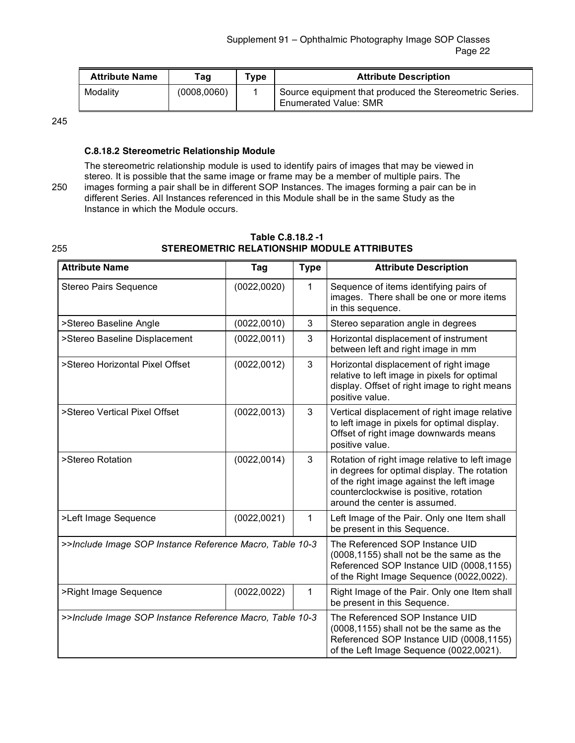| Attribute Name | Tag | Type | Attribute Description |
|---|---|---|---|
| Modality | (0008,0060) | 1 | Source equipment that produced the Stereometric Series. Enumerated Value: SMR |

### C.8.18.2 Stereometric Relationship Module

The stereometric relationship module is used to identify pairs of images that may be viewed in stereo. It is possible that the same image or frame may be a member of multiple pairs. The images forming a pair shall be in different SOP Instances. The images forming a pair can be in different Series. All Instances referenced in this Module shall be in the same Study as the Instance in which the Module occurs.

**Table C.8.18.2 -1**
**STEREOMETRIC RELATIONSHIP MODULE ATTRIBUTES**

| Attribute Name | Tag | Type | Attribute Description |
|---|---|---|---|
| Stereo Pairs Sequence | (0022,0020) | 1 | Sequence of items identifying pairs of images. There shall be one or more items in this sequence. |
| >Stereo Baseline Angle | (0022,0010) | 3 | Stereo separation angle in degrees |
| >Stereo Baseline Displacement | (0022,0011) | 3 | Horizontal displacement of instrument between left and right image in mm |
| >Stereo Horizontal Pixel Offset | (0022,0012) | 3 | Horizontal displacement of right image relative to left image in pixels for optimal display. Offset of right image to right means positive value. |
| >Stereo Vertical Pixel Offset | (0022,0013) | 3 | Vertical displacement of right image relative to left image in pixels for optimal display. Offset of right image downwards means positive value. |
| >Stereo Rotation | (0022,0014) | 3 | Rotation of right image relative to left image in degrees for optimal display. The rotation of the right image against the left image counterclockwise is positive, rotation around the center is assumed. |
| >Left Image Sequence | (0022,0021) | 1 | Left Image of the Pair. Only one Item shall be present in this Sequence. |
| *>>Include Image SOP Instance Reference Macro, Table 10-3* | | | The Referenced SOP Instance UID (0008,1155) shall not be the same as the Referenced SOP Instance UID (0008,1155) of the Right Image Sequence (0022,0022). |
| >Right Image Sequence | (0022,0022) | 1 | Right Image of the Pair. Only one Item shall be present in this Sequence. |
| *>>Include Image SOP Instance Reference Macro, Table 10-3* | | | The Referenced SOP Instance UID (0008,1155) shall not be the same as the Referenced SOP Instance UID (0008,1155) of the Left Image Sequence (0022,0021). |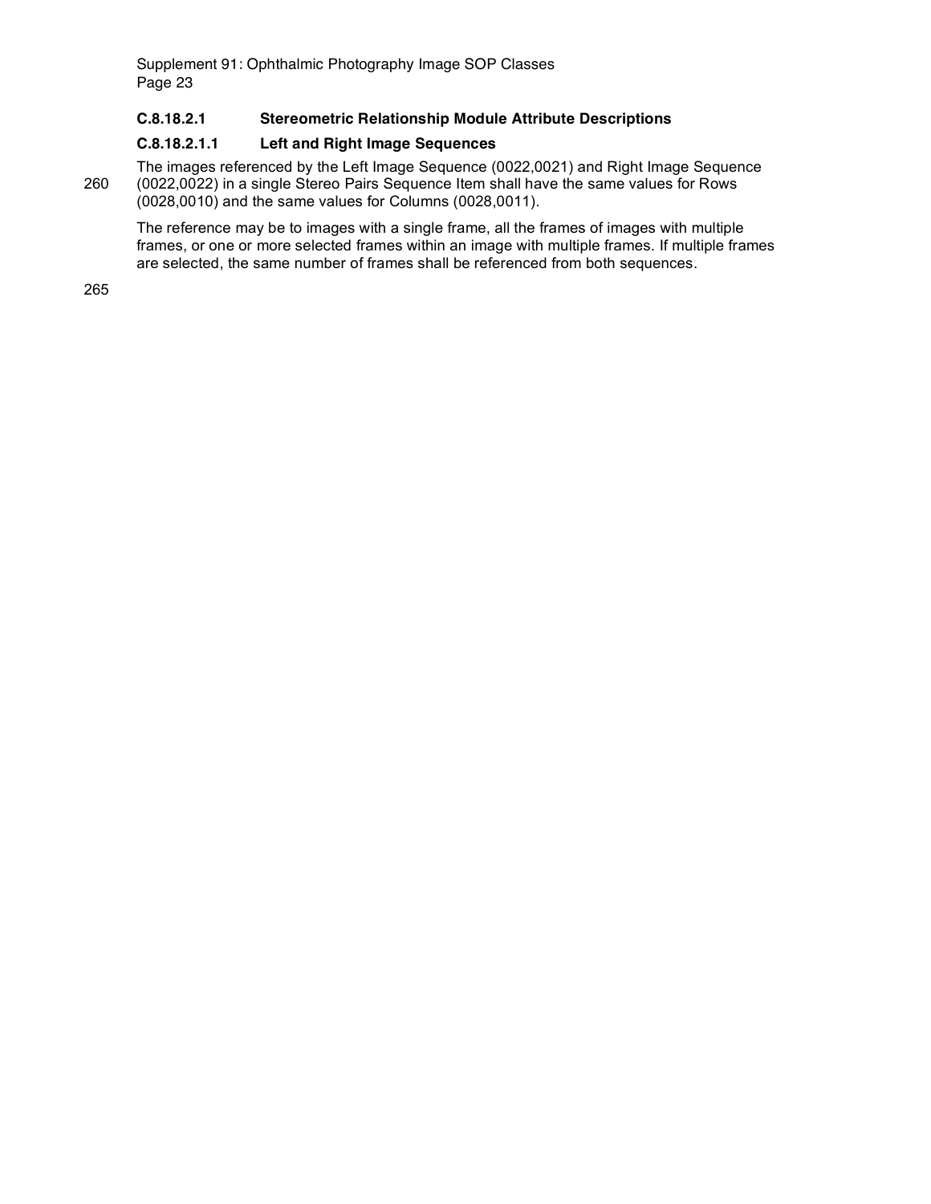#### C.8.18.2.1 Stereometric Relationship Module Attribute Descriptions

##### C.8.18.2.1.1 Left and Right Image Sequences

The images referenced by the Left Image Sequence (0022,0021) and Right Image Sequence (0022,0022) in a single Stereo Pairs Sequence Item shall have the same values for Rows (0028,0010) and the same values for Columns (0028,0011).

The reference may be to images with a single frame, all the frames of images with multiple frames, or one or more selected frames within an image with multiple frames. If multiple frames are selected, the same number of frames shall be referenced from both sequences.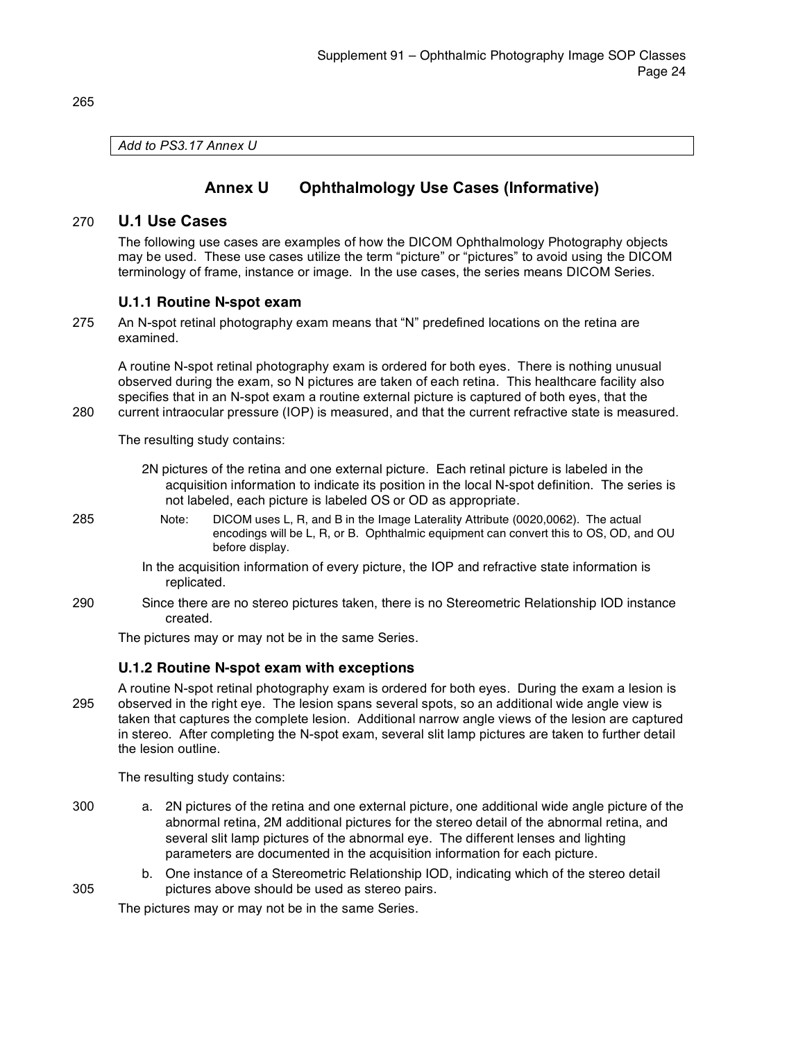*Add to PS3.17 Annex U*

# Annex U Ophthalmology Use Cases (Informative)

## U.1 Use Cases

The following use cases are examples of how the DICOM Ophthalmology Photography objects may be used. These use cases utilize the term "picture" or "pictures" to avoid using the DICOM terminology of frame, instance or image. In the use cases, the series means DICOM Series.

### U.1.1 Routine N-spot exam

An N-spot retinal photography exam means that "N" predefined locations on the retina are examined.

A routine N-spot retinal photography exam is ordered for both eyes. There is nothing unusual observed during the exam, so N pictures are taken of each retina. This healthcare facility also specifies that in an N-spot exam a routine external picture is captured of both eyes, that the current intraocular pressure (IOP) is measured, and that the current refractive state is measured.

The resulting study contains:

- 2N pictures of the retina and one external picture. Each retinal picture is labeled in the acquisition information to indicate its position in the local N-spot definition. The series is not labeled, each picture is labeled OS or OD as appropriate.

  Note: DICOM uses L, R, and B in the Image Laterality Attribute (0020,0062). The actual encodings will be L, R, or B. Ophthalmic equipment can convert this to OS, OD, and OU before display.

- In the acquisition information of every picture, the IOP and refractive state information is replicated.
- Since there are no stereo pictures taken, there is no Stereometric Relationship IOD instance created.

The pictures may or may not be in the same Series.

### U.1.2 Routine N-spot exam with exceptions

A routine N-spot retinal photography exam is ordered for both eyes. During the exam a lesion is observed in the right eye. The lesion spans several spots, so an additional wide angle view is taken that captures the complete lesion. Additional narrow angle views of the lesion are captured in stereo. After completing the N-spot exam, several slit lamp pictures are taken to further detail the lesion outline.

The resulting study contains:

a. 2N pictures of the retina and one external picture, one additional wide angle picture of the abnormal retina, 2M additional pictures for the stereo detail of the abnormal retina, and several slit lamp pictures of the abnormal eye. The different lenses and lighting parameters are documented in the acquisition information for each picture.

b. One instance of a Stereometric Relationship IOD, indicating which of the stereo detail pictures above should be used as stereo pairs.

The pictures may or may not be in the same Series.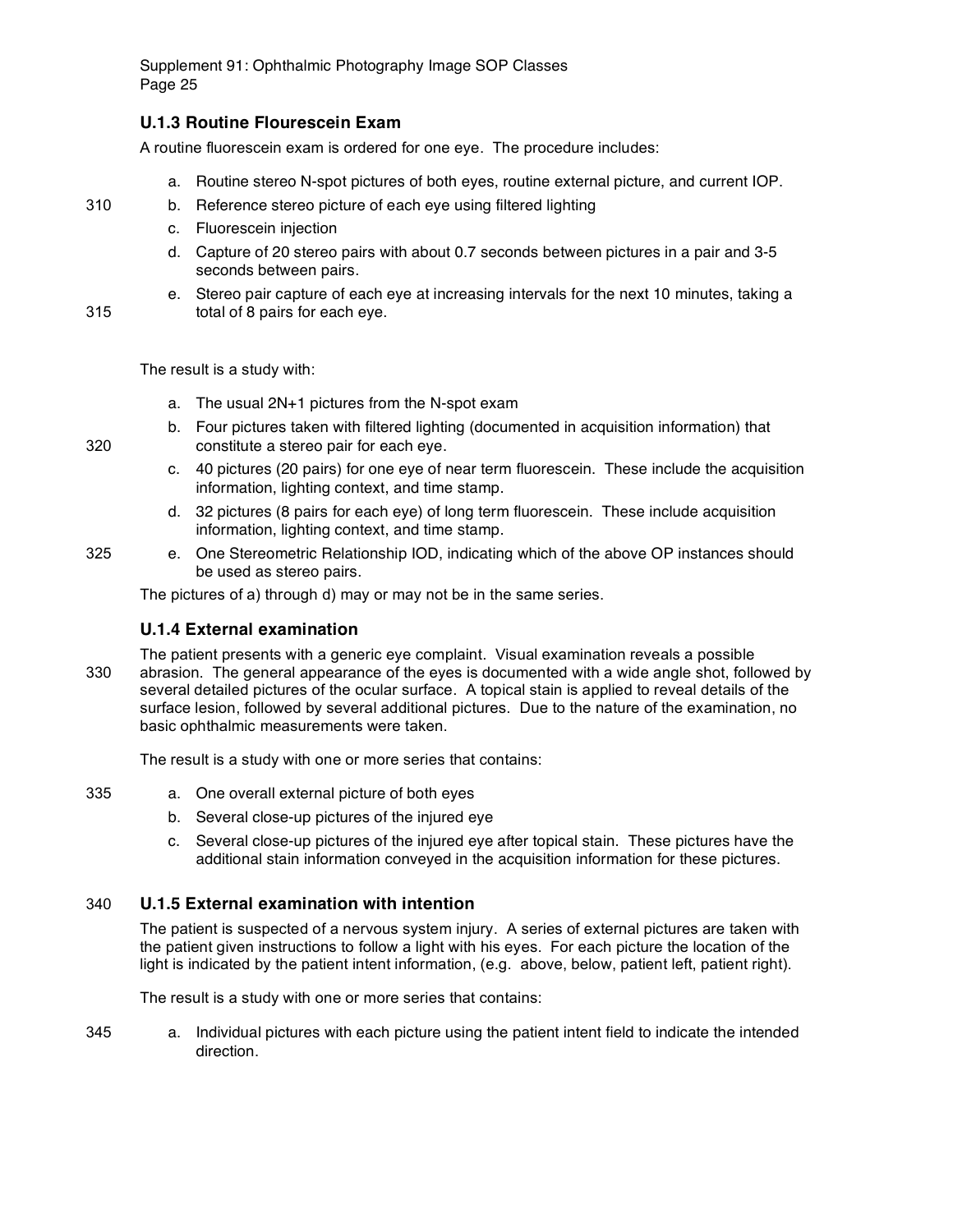### U.1.3 Routine Flourescein Exam

A routine fluorescein exam is ordered for one eye. The procedure includes:

a. Routine stereo N-spot pictures of both eyes, routine external picture, and current IOP.
b. Reference stereo picture of each eye using filtered lighting
c. Fluorescein injection
d. Capture of 20 stereo pairs with about 0.7 seconds between pictures in a pair and 3-5 seconds between pairs.
e. Stereo pair capture of each eye at increasing intervals for the next 10 minutes, taking a total of 8 pairs for each eye.

The result is a study with:

a. The usual 2N+1 pictures from the N-spot exam
b. Four pictures taken with filtered lighting (documented in acquisition information) that constitute a stereo pair for each eye.
c. 40 pictures (20 pairs) for one eye of near term fluorescein. These include the acquisition information, lighting context, and time stamp.
d. 32 pictures (8 pairs for each eye) of long term fluorescein. These include acquisition information, lighting context, and time stamp.
e. One Stereometric Relationship IOD, indicating which of the above OP instances should be used as stereo pairs.

The pictures of a) through d) may or may not be in the same series.

### U.1.4 External examination

The patient presents with a generic eye complaint. Visual examination reveals a possible abrasion. The general appearance of the eyes is documented with a wide angle shot, followed by several detailed pictures of the ocular surface. A topical stain is applied to reveal details of the surface lesion, followed by several additional pictures. Due to the nature of the examination, no basic ophthalmic measurements were taken.

The result is a study with one or more series that contains:

a. One overall external picture of both eyes
b. Several close-up pictures of the injured eye
c. Several close-up pictures of the injured eye after topical stain. These pictures have the additional stain information conveyed in the acquisition information for these pictures.

### U.1.5 External examination with intention

The patient is suspected of a nervous system injury. A series of external pictures are taken with the patient given instructions to follow a light with his eyes. For each picture the location of the light is indicated by the patient intent information, (e.g. above, below, patient left, patient right).

The result is a study with one or more series that contains:

a. Individual pictures with each picture using the patient intent field to indicate the intended direction.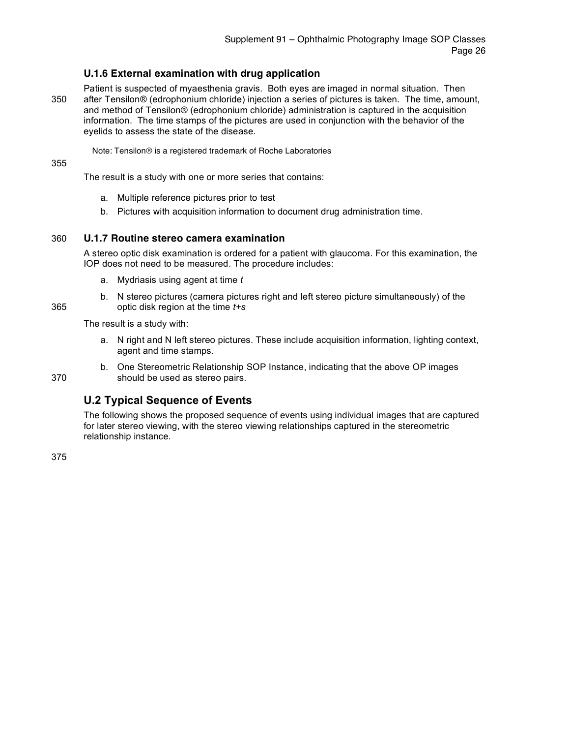### U.1.6 External examination with drug application

Patient is suspected of myaesthenia gravis. Both eyes are imaged in normal situation. Then after Tensilon® (edrophonium chloride) injection a series of pictures is taken. The time, amount, and method of Tensilon® (edrophonium chloride) administration is captured in the acquisition information. The time stamps of the pictures are used in conjunction with the behavior of the eyelids to assess the state of the disease.

Note: Tensilon® is a registered trademark of Roche Laboratories

The result is a study with one or more series that contains:

a. Multiple reference pictures prior to test
b. Pictures with acquisition information to document drug administration time.

### U.1.7 Routine stereo camera examination

A stereo optic disk examination is ordered for a patient with glaucoma. For this examination, the IOP does not need to be measured. The procedure includes:

a. Mydriasis using agent at time $t$
b. N stereo pictures (camera pictures right and left stereo picture simultaneously) of the optic disk region at the time $t+s$

The result is a study with:

a. N right and N left stereo pictures. These include acquisition information, lighting context, agent and time stamps.
b. One Stereometric Relationship SOP Instance, indicating that the above OP images should be used as stereo pairs.

## U.2 Typical Sequence of Events

The following shows the proposed sequence of events using individual images that are captured for later stereo viewing, with the stereo viewing relationships captured in the stereometric relationship instance.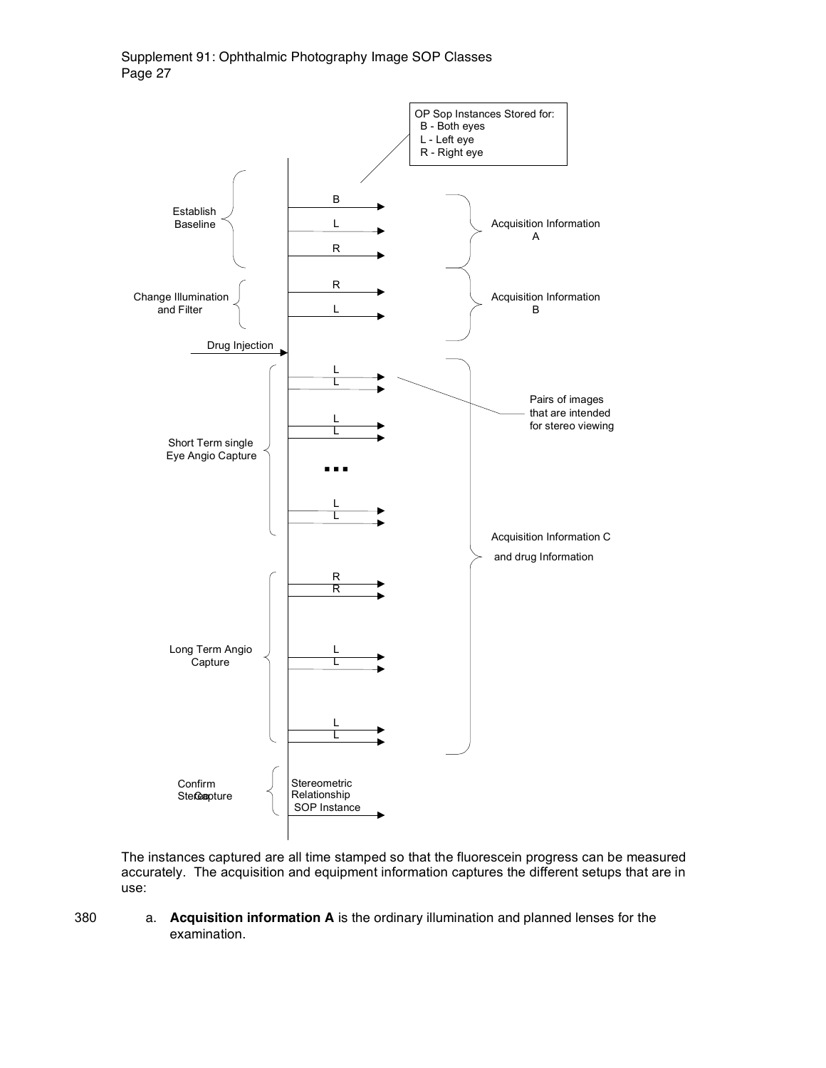OP Sop Instances Stored for:
B - Both eyes
L - Left eye
R - Right eye

Establish Baseline — B, L, R — Acquisition Information A

Change Illumination and Filter — R, L — Acquisition Information B

Drug Injection

Short Term single Eye Angio Capture — L L, L L, ..., L L — Pairs of images that are intended for stereo viewing

Long Term Angio Capture — R R, L L, L L

Acquisition Information C and drug Information

Confirm Stereo Capture — Stereometric Relationship SOP Instance

The instances captured are all time stamped so that the fluorescein progress can be measured accurately. The acquisition and equipment information captures the different setups that are in use:

a. **Acquisition information A** is the ordinary illumination and planned lenses for the examination.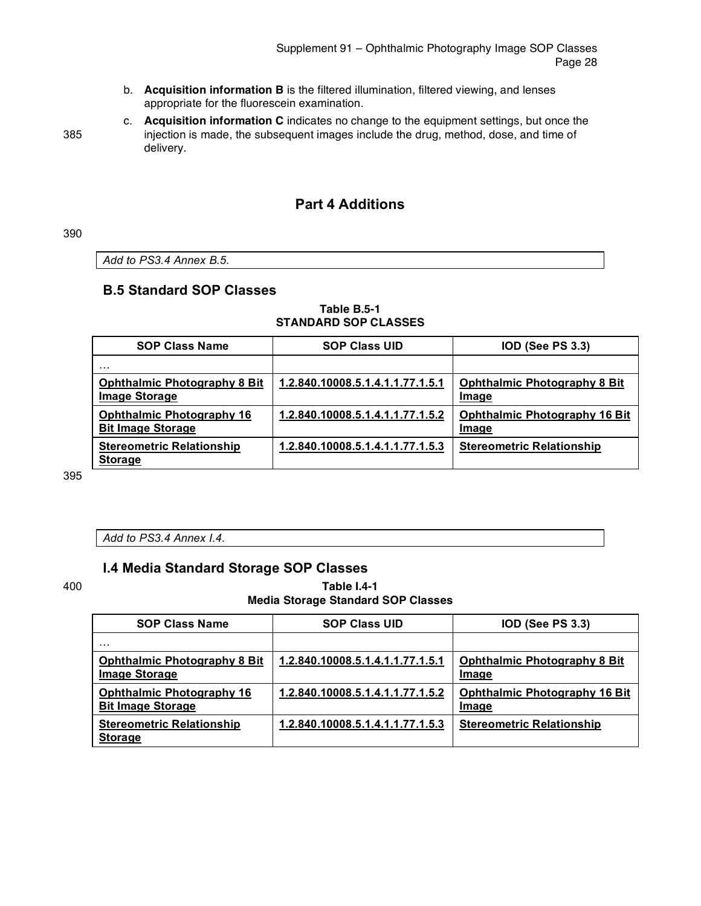b. **Acquisition information B** is the filtered illumination, filtered viewing, and lenses appropriate for the fluorescein examination.

c. **Acquisition information C** indicates no change to the equipment settings, but once the injection is made, the subsequent images include the drug, method, dose, and time of delivery.

# Part 4 Additions

*Add to PS3.4 Annex B.5.*

## B.5 Standard SOP Classes

**Table B.5-1**
**STANDARD SOP CLASSES**

| SOP Class Name | SOP Class UID | IOD (See PS 3.3) |
|---|---|---|
| … | | |
| **Ophthalmic Photography 8 Bit Image Storage** | **1.2.840.10008.5.1.4.1.1.77.1.5.1** | **Ophthalmic Photography 8 Bit Image** |
| **Ophthalmic Photography 16 Bit Image Storage** | **1.2.840.10008.5.1.4.1.1.77.1.5.2** | **Ophthalmic Photography 16 Bit Image** |
| **Stereometric Relationship Storage** | **1.2.840.10008.5.1.4.1.1.77.1.5.3** | **Stereometric Relationship** |

*Add to PS3.4 Annex I.4.*

## I.4 Media Standard Storage SOP Classes

**Table I.4-1**
**Media Storage Standard SOP Classes**

| SOP Class Name | SOP Class UID | IOD (See PS 3.3) |
|---|---|---|
| … | | |
| **Ophthalmic Photography 8 Bit Image Storage** | **1.2.840.10008.5.1.4.1.1.77.1.5.1** | **Ophthalmic Photography 8 Bit Image** |
| **Ophthalmic Photography 16 Bit Image Storage** | **1.2.840.10008.5.1.4.1.1.77.1.5.2** | **Ophthalmic Photography 16 Bit Image** |
| **Stereometric Relationship Storage** | **1.2.840.10008.5.1.4.1.1.77.1.5.3** | **Stereometric Relationship** |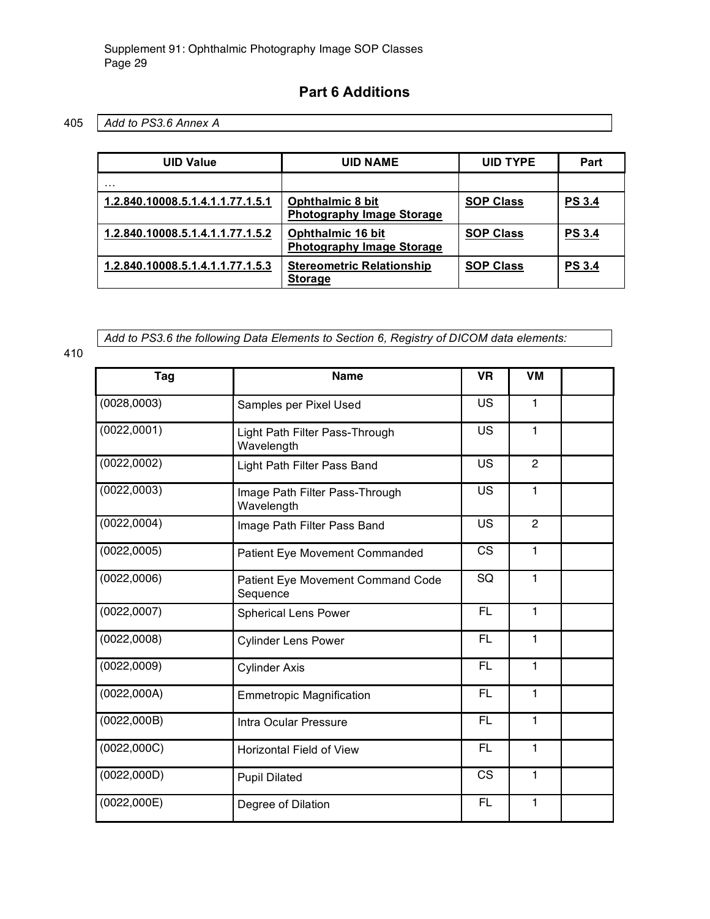## Part 6 Additions

405 *Add to PS3.6 Annex A*

| UID Value | UID NAME | UID TYPE | Part |
|---|---|---|---|
| … | | | |
| **1.2.840.10008.5.1.4.1.1.77.1.5.1** | **Ophthalmic 8 bit Photography Image Storage** | **SOP Class** | **PS 3.4** |
| **1.2.840.10008.5.1.4.1.1.77.1.5.2** | **Ophthalmic 16 bit Photography Image Storage** | **SOP Class** | **PS 3.4** |
| **1.2.840.10008.5.1.4.1.1.77.1.5.3** | **Stereometric Relationship Storage** | **SOP Class** | **PS 3.4** |

*Add to PS3.6 the following Data Elements to Section 6, Registry of DICOM data elements:*

410

| Tag | Name | VR | VM | |
|---|---|---|---|---|
| (0028,0003) | Samples per Pixel Used | US | 1 | |
| (0022,0001) | Light Path Filter Pass-Through Wavelength | US | 1 | |
| (0022,0002) | Light Path Filter Pass Band | US | 2 | |
| (0022,0003) | Image Path Filter Pass-Through Wavelength | US | 1 | |
| (0022,0004) | Image Path Filter Pass Band | US | 2 | |
| (0022,0005) | Patient Eye Movement Commanded | CS | 1 | |
| (0022,0006) | Patient Eye Movement Command Code Sequence | SQ | 1 | |
| (0022,0007) | Spherical Lens Power | FL | 1 | |
| (0022,0008) | Cylinder Lens Power | FL | 1 | |
| (0022,0009) | Cylinder Axis | FL | 1 | |
| (0022,000A) | Emmetropic Magnification | FL | 1 | |
| (0022,000B) | Intra Ocular Pressure | FL | 1 | |
| (0022,000C) | Horizontal Field of View | FL | 1 | |
| (0022,000D) | Pupil Dilated | CS | 1 | |
| (0022,000E) | Degree of Dilation | FL | 1 | |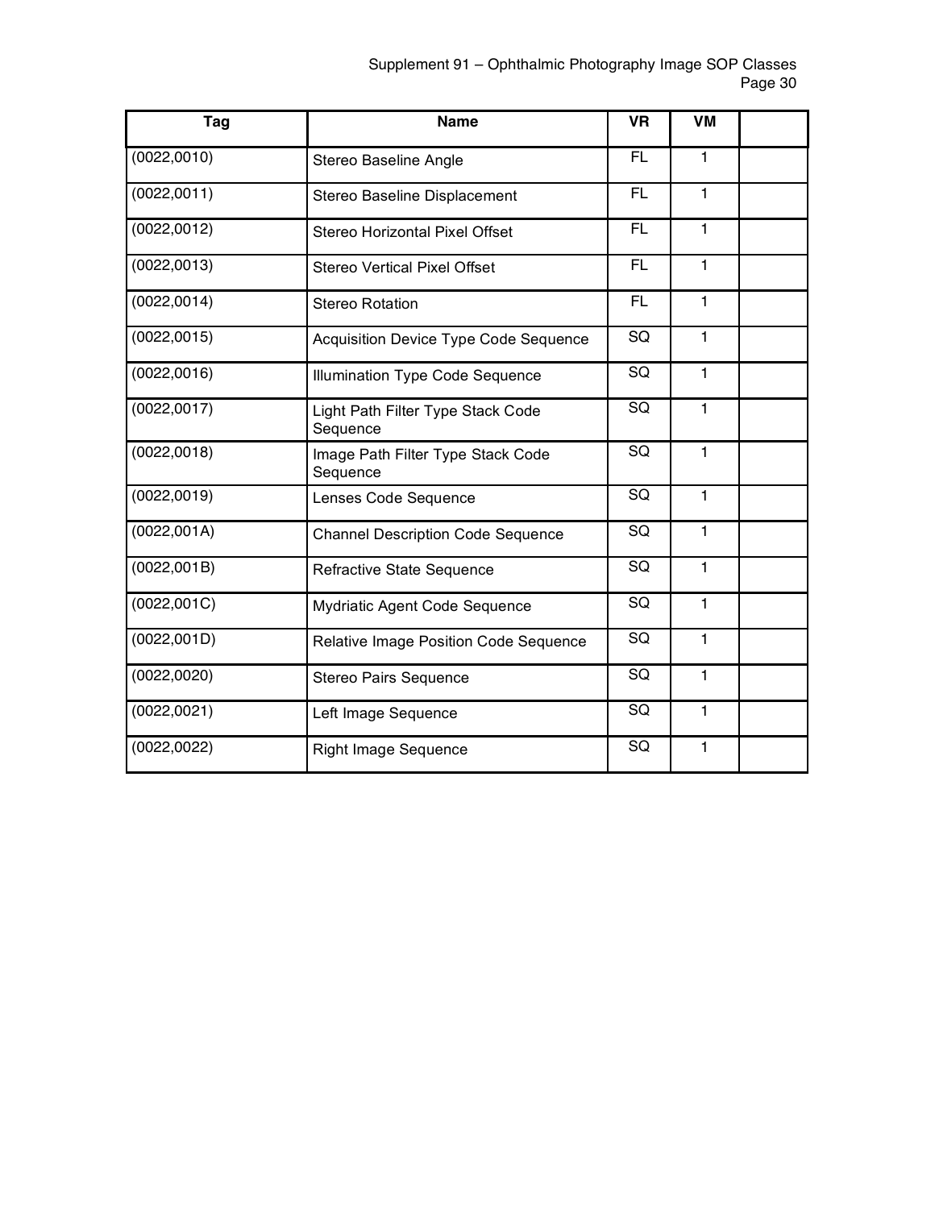| Tag | Name | VR | VM | |
|---|---|---|---|---|
| (0022,0010) | Stereo Baseline Angle | FL | 1 | |
| (0022,0011) | Stereo Baseline Displacement | FL | 1 | |
| (0022,0012) | Stereo Horizontal Pixel Offset | FL | 1 | |
| (0022,0013) | Stereo Vertical Pixel Offset | FL | 1 | |
| (0022,0014) | Stereo Rotation | FL | 1 | |
| (0022,0015) | Acquisition Device Type Code Sequence | SQ | 1 | |
| (0022,0016) | Illumination Type Code Sequence | SQ | 1 | |
| (0022,0017) | Light Path Filter Type Stack Code Sequence | SQ | 1 | |
| (0022,0018) | Image Path Filter Type Stack Code Sequence | SQ | 1 | |
| (0022,0019) | Lenses Code Sequence | SQ | 1 | |
| (0022,001A) | Channel Description Code Sequence | SQ | 1 | |
| (0022,001B) | Refractive State Sequence | SQ | 1 | |
| (0022,001C) | Mydriatic Agent Code Sequence | SQ | 1 | |
| (0022,001D) | Relative Image Position Code Sequence | SQ | 1 | |
| (0022,0020) | Stereo Pairs Sequence | SQ | 1 | |
| (0022,0021) | Left Image Sequence | SQ | 1 | |
| (0022,0022) | Right Image Sequence | SQ | 1 | |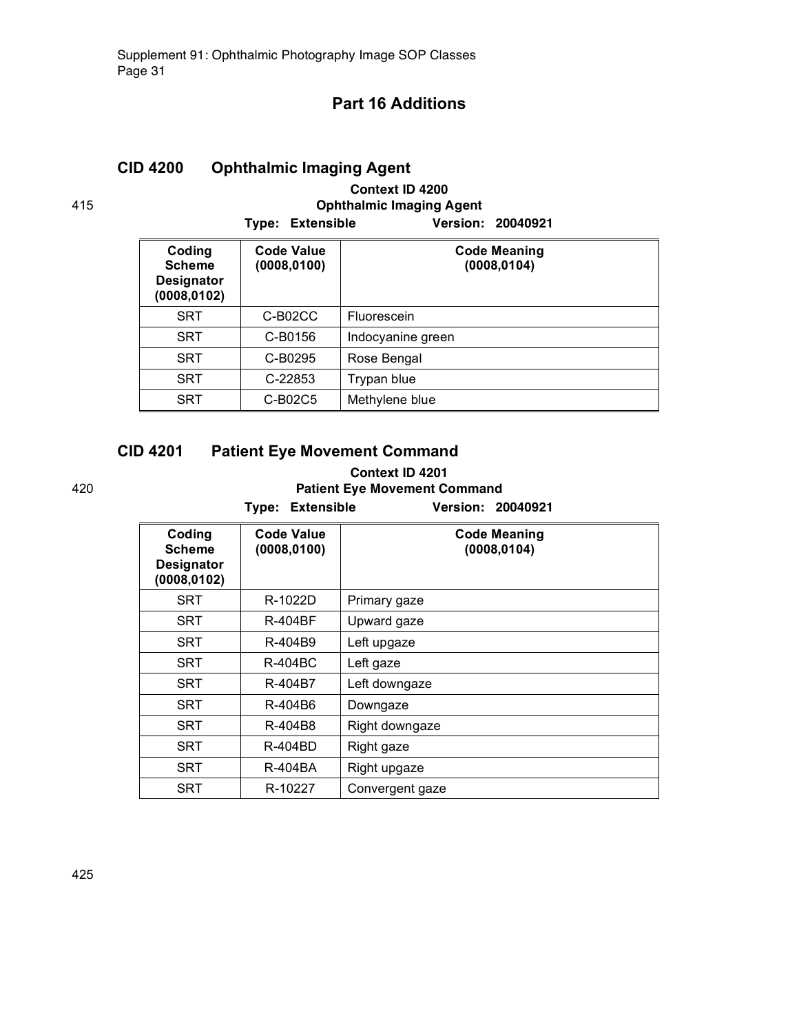# Part 16 Additions

## CID 4200 Ophthalmic Imaging Agent

**Context ID 4200**
**Ophthalmic Imaging Agent**
**Type: Extensible Version: 20040921**

| Coding Scheme Designator (0008,0102) | Code Value (0008,0100) | Code Meaning (0008,0104) |
|---|---|---|
| SRT | C-B02CC | Fluorescein |
| SRT | C-B0156 | Indocyanine green |
| SRT | C-B0295 | Rose Bengal |
| SRT | C-22853 | Trypan blue |
| SRT | C-B02C5 | Methylene blue |

## CID 4201 Patient Eye Movement Command

**Context ID 4201**
**Patient Eye Movement Command**
**Type: Extensible Version: 20040921**

| Coding Scheme Designator (0008,0102) | Code Value (0008,0100) | Code Meaning (0008,0104) |
|---|---|---|
| SRT | R-1022D | Primary gaze |
| SRT | R-404BF | Upward gaze |
| SRT | R-404B9 | Left upgaze |
| SRT | R-404BC | Left gaze |
| SRT | R-404B7 | Left downgaze |
| SRT | R-404B6 | Downgaze |
| SRT | R-404B8 | Right downgaze |
| SRT | R-404BD | Right gaze |
| SRT | R-404BA | Right upgaze |
| SRT | R-10227 | Convergent gaze |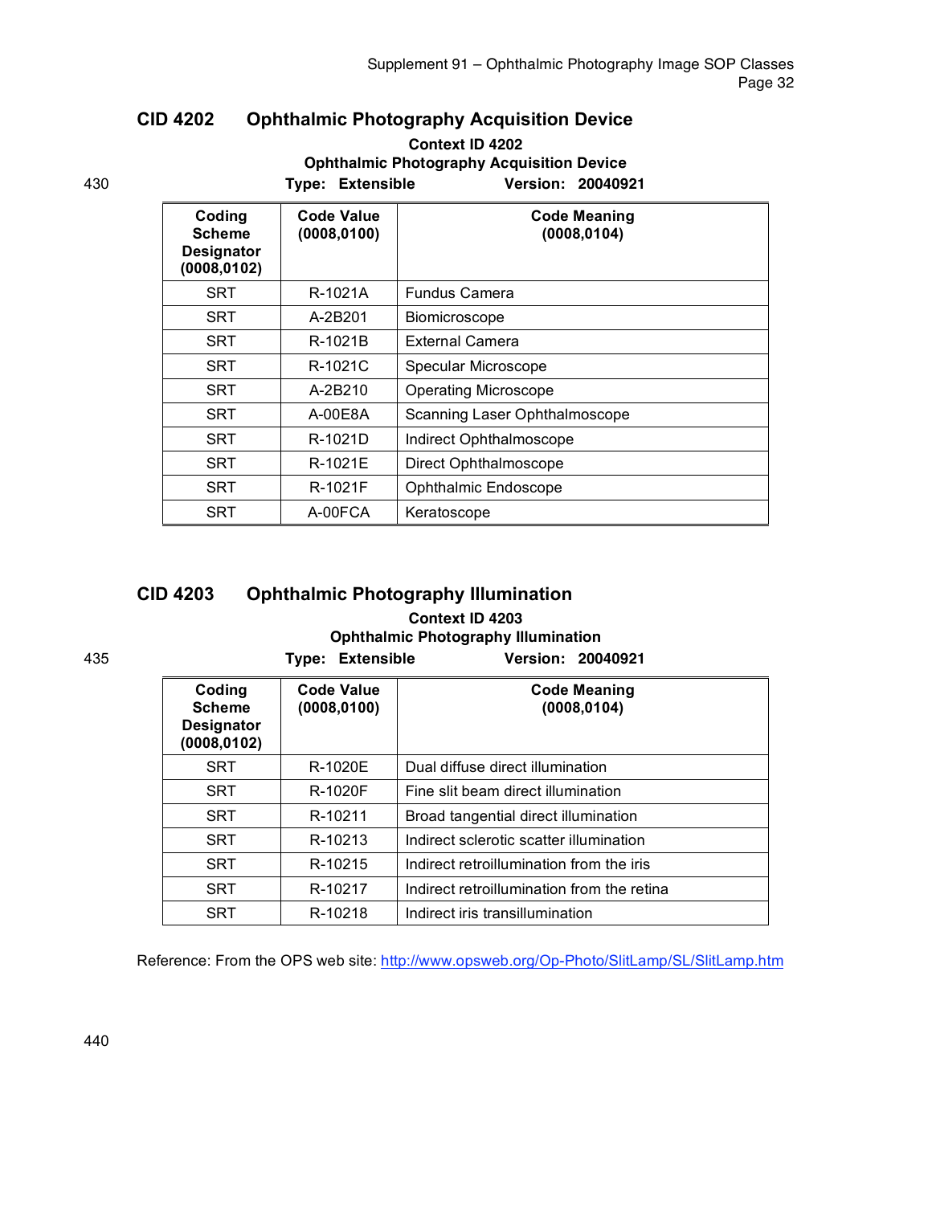## CID 4202 Ophthalmic Photography Acquisition Device

**Context ID 4202**
**Ophthalmic Photography Acquisition Device**
**Type: Extensible Version: 20040921**

| Coding Scheme Designator (0008,0102) | Code Value (0008,0100) | Code Meaning (0008,0104) |
|---|---|---|
| SRT | R-1021A | Fundus Camera |
| SRT | A-2B201 | Biomicroscope |
| SRT | R-1021B | External Camera |
| SRT | R-1021C | Specular Microscope |
| SRT | A-2B210 | Operating Microscope |
| SRT | A-00E8A | Scanning Laser Ophthalmoscope |
| SRT | R-1021D | Indirect Ophthalmoscope |
| SRT | R-1021E | Direct Ophthalmoscope |
| SRT | R-1021F | Ophthalmic Endoscope |
| SRT | A-00FCA | Keratoscope |

## CID 4203 Ophthalmic Photography Illumination

**Context ID 4203**
**Ophthalmic Photography Illumination**
**Type: Extensible Version: 20040921**

| Coding Scheme Designator (0008,0102) | Code Value (0008,0100) | Code Meaning (0008,0104) |
|---|---|---|
| SRT | R-1020E | Dual diffuse direct illumination |
| SRT | R-1020F | Fine slit beam direct illumination |
| SRT | R-10211 | Broad tangential direct illumination |
| SRT | R-10213 | Indirect sclerotic scatter illumination |
| SRT | R-10215 | Indirect retroillumination from the iris |
| SRT | R-10217 | Indirect retroillumination from the retina |
| SRT | R-10218 | Indirect iris transillumination |

Reference: From the OPS web site: http://www.opsweb.org/Op-Photo/SlitLamp/SL/SlitLamp.htm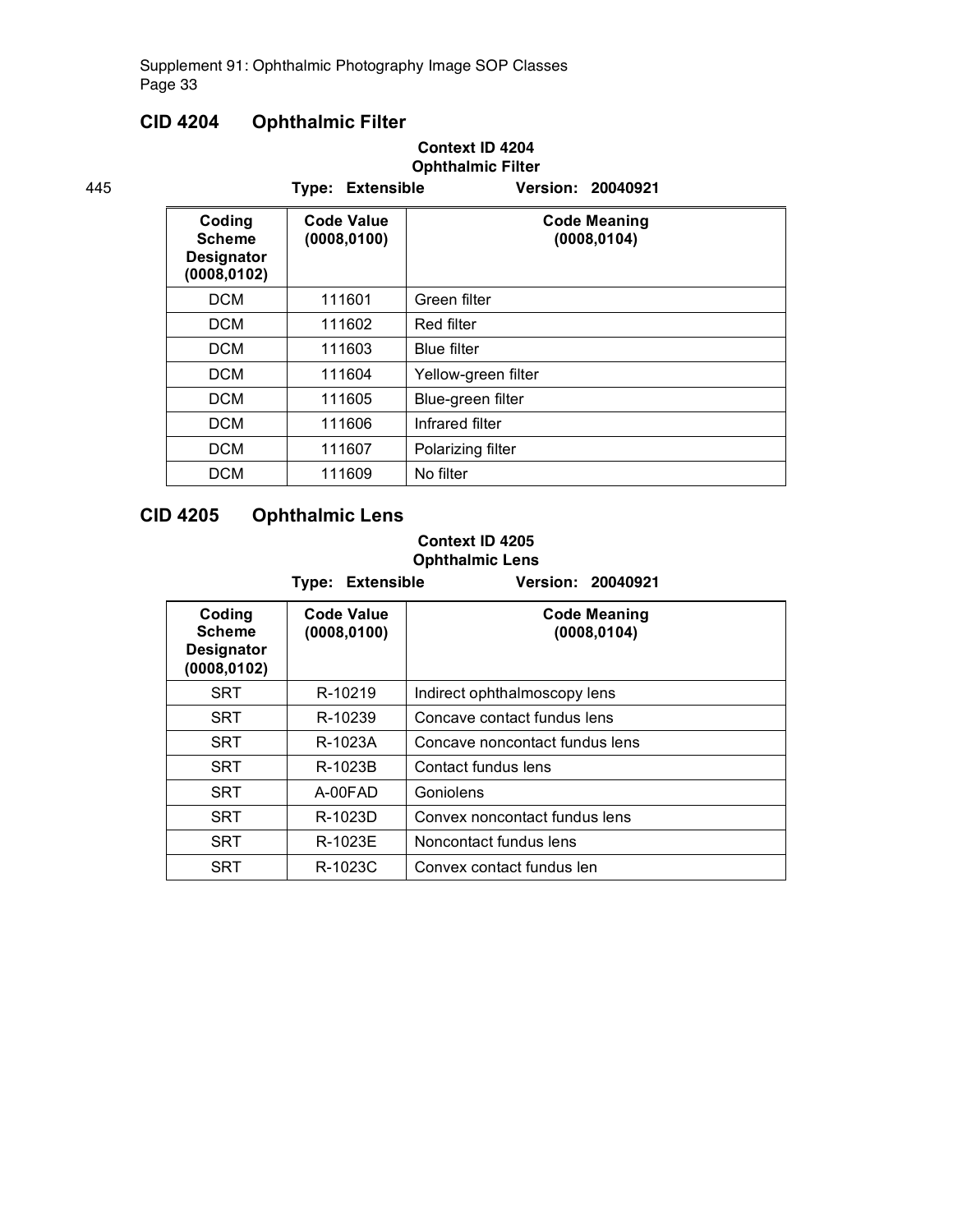## CID 4204 Ophthalmic Filter

**Context ID 4204**
**Ophthalmic Filter**
**Type: Extensible** **Version: 20040921**

| Coding Scheme Designator (0008,0102) | Code Value (0008,0100) | Code Meaning (0008,0104) |
|---|---|---|
| DCM | 111601 | Green filter |
| DCM | 111602 | Red filter |
| DCM | 111603 | Blue filter |
| DCM | 111604 | Yellow-green filter |
| DCM | 111605 | Blue-green filter |
| DCM | 111606 | Infrared filter |
| DCM | 111607 | Polarizing filter |
| DCM | 111609 | No filter |

## CID 4205 Ophthalmic Lens

**Context ID 4205**
**Ophthalmic Lens**
**Type: Extensible** **Version: 20040921**

| Coding Scheme Designator (0008,0102) | Code Value (0008,0100) | Code Meaning (0008,0104) |
|---|---|---|
| SRT | R-10219 | Indirect ophthalmoscopy lens |
| SRT | R-10239 | Concave contact fundus lens |
| SRT | R-1023A | Concave noncontact fundus lens |
| SRT | R-1023B | Contact fundus lens |
| SRT | A-00FAD | Goniolens |
| SRT | R-1023D | Convex noncontact fundus lens |
| SRT | R-1023E | Noncontact fundus lens |
| SRT | R-1023C | Convex contact fundus len |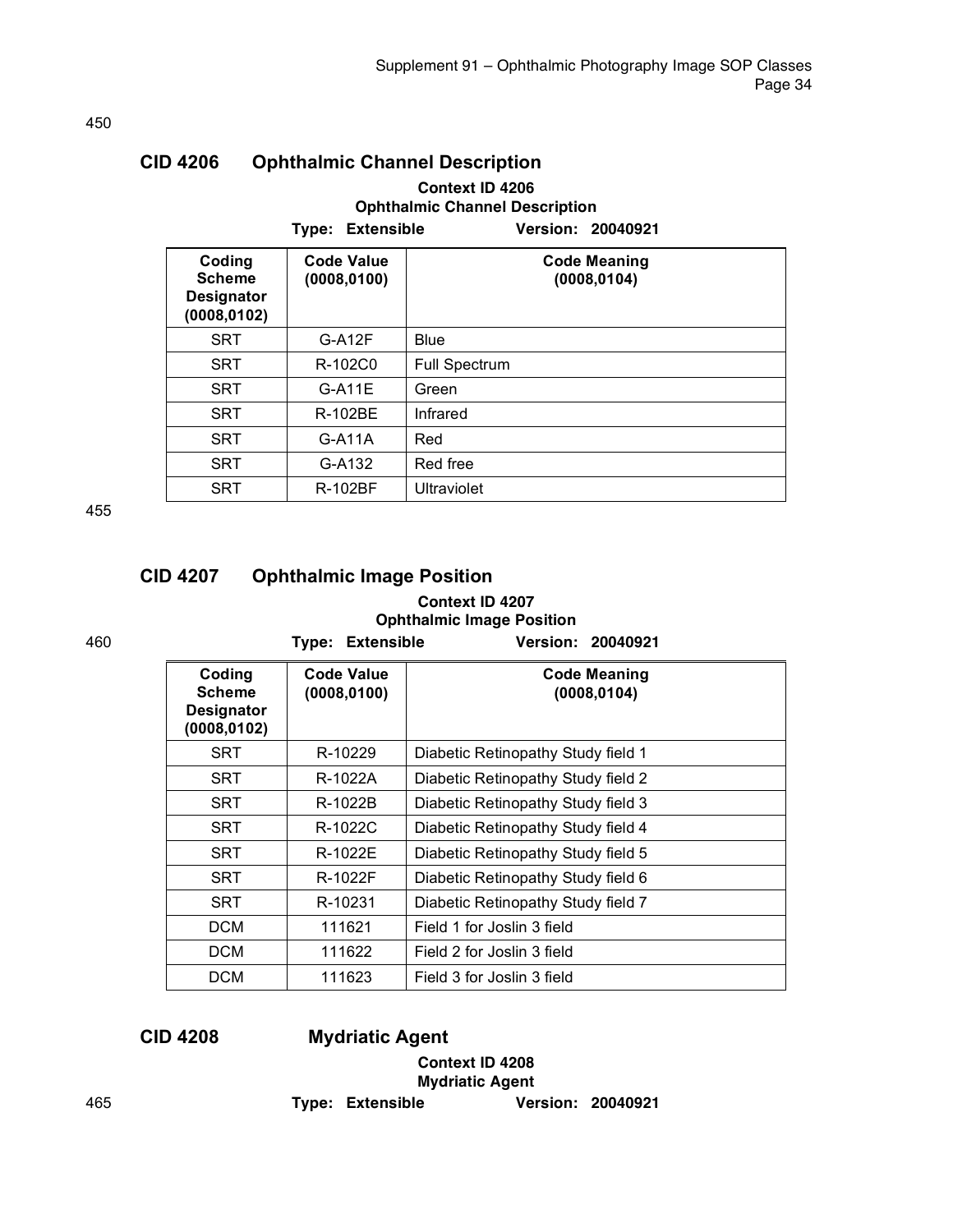## CID 4206 Ophthalmic Channel Description

**Context ID 4206**
**Ophthalmic Channel Description**
**Type: Extensible Version: 20040921**

| Coding Scheme Designator (0008,0102) | Code Value (0008,0100) | Code Meaning (0008,0104) |
|---|---|---|
| SRT | G-A12F | Blue |
| SRT | R-102C0 | Full Spectrum |
| SRT | G-A11E | Green |
| SRT | R-102BE | Infrared |
| SRT | G-A11A | Red |
| SRT | G-A132 | Red free |
| SRT | R-102BF | Ultraviolet |

## CID 4207 Ophthalmic Image Position

**Context ID 4207**
**Ophthalmic Image Position**
**Type: Extensible Version: 20040921**

| Coding Scheme Designator (0008,0102) | Code Value (0008,0100) | Code Meaning (0008,0104) |
|---|---|---|
| SRT | R-10229 | Diabetic Retinopathy Study field 1 |
| SRT | R-1022A | Diabetic Retinopathy Study field 2 |
| SRT | R-1022B | Diabetic Retinopathy Study field 3 |
| SRT | R-1022C | Diabetic Retinopathy Study field 4 |
| SRT | R-1022E | Diabetic Retinopathy Study field 5 |
| SRT | R-1022F | Diabetic Retinopathy Study field 6 |
| SRT | R-10231 | Diabetic Retinopathy Study field 7 |
| DCM | 111621 | Field 1 for Joslin 3 field |
| DCM | 111622 | Field 2 for Joslin 3 field |
| DCM | 111623 | Field 3 for Joslin 3 field |

## CID 4208 Mydriatic Agent

**Context ID 4208**
**Mydriatic Agent**
**Type: Extensible Version: 20040921**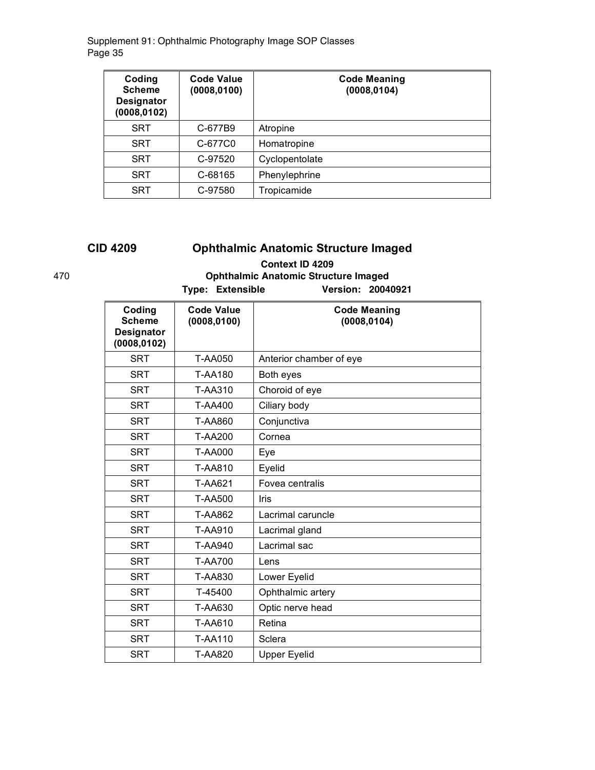| Coding Scheme Designator (0008,0102) | Code Value (0008,0100) | Code Meaning (0008,0104) |
|---|---|---|
| SRT | C-677B9 | Atropine |
| SRT | C-677C0 | Homatropine |
| SRT | C-97520 | Cyclopentolate |
| SRT | C-68165 | Phenylephrine |
| SRT | C-97580 | Tropicamide |

## CID 4209 Ophthalmic Anatomic Structure Imaged

**Context ID 4209**
**Ophthalmic Anatomic Structure Imaged**
**Type: Extensible Version: 20040921**

| Coding Scheme Designator (0008,0102) | Code Value (0008,0100) | Code Meaning (0008,0104) |
|---|---|---|
| SRT | T-AA050 | Anterior chamber of eye |
| SRT | T-AA180 | Both eyes |
| SRT | T-AA310 | Choroid of eye |
| SRT | T-AA400 | Ciliary body |
| SRT | T-AA860 | Conjunctiva |
| SRT | T-AA200 | Cornea |
| SRT | T-AA000 | Eye |
| SRT | T-AA810 | Eyelid |
| SRT | T-AA621 | Fovea centralis |
| SRT | T-AA500 | Iris |
| SRT | T-AA862 | Lacrimal caruncle |
| SRT | T-AA910 | Lacrimal gland |
| SRT | T-AA940 | Lacrimal sac |
| SRT | T-AA700 | Lens |
| SRT | T-AA830 | Lower Eyelid |
| SRT | T-45400 | Ophthalmic artery |
| SRT | T-AA630 | Optic nerve head |
| SRT | T-AA610 | Retina |
| SRT | T-AA110 | Sclera |
| SRT | T-AA820 | Upper Eyelid |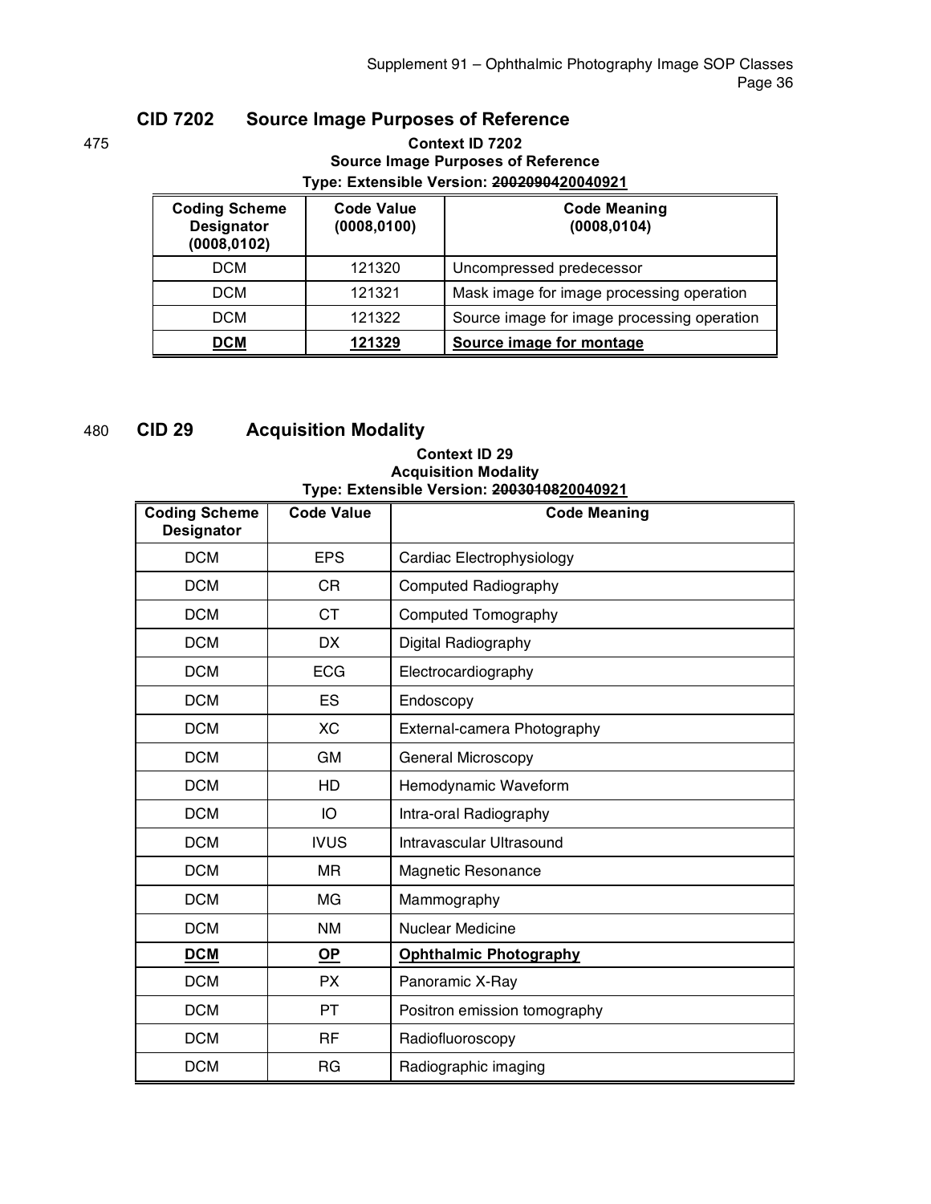## CID 7202 Source Image Purposes of Reference

475

**Context ID 7202**
**Source Image Purposes of Reference**
**Type: Extensible Version: ~~20020904~~20040921**

| Coding Scheme Designator (0008,0102) | Code Value (0008,0100) | Code Meaning (0008,0104) |
|---|---|---|
| DCM | 121320 | Uncompressed predecessor |
| DCM | 121321 | Mask image for image processing operation |
| DCM | 121322 | Source image for image processing operation |
| **DCM** | **121329** | **Source image for montage** |

480

## CID 29 Acquisition Modality

**Context ID 29**
**Acquisition Modality**
**Type: Extensible Version: ~~20030108~~20040921**

| Coding Scheme Designator | Code Value | Code Meaning |
|---|---|---|
| DCM | EPS | Cardiac Electrophysiology |
| DCM | CR | Computed Radiography |
| DCM | CT | Computed Tomography |
| DCM | DX | Digital Radiography |
| DCM | ECG | Electrocardiography |
| DCM | ES | Endoscopy |
| DCM | XC | External-camera Photography |
| DCM | GM | General Microscopy |
| DCM | HD | Hemodynamic Waveform |
| DCM | IO | Intra-oral Radiography |
| DCM | IVUS | Intravascular Ultrasound |
| DCM | MR | Magnetic Resonance |
| DCM | MG | Mammography |
| DCM | NM | Nuclear Medicine |
| **DCM** | **OP** | **Ophthalmic Photography** |
| DCM | PX | Panoramic X-Ray |
| DCM | PT | Positron emission tomography |
| DCM | RF | Radiofluoroscopy |
| DCM | RG | Radiographic imaging |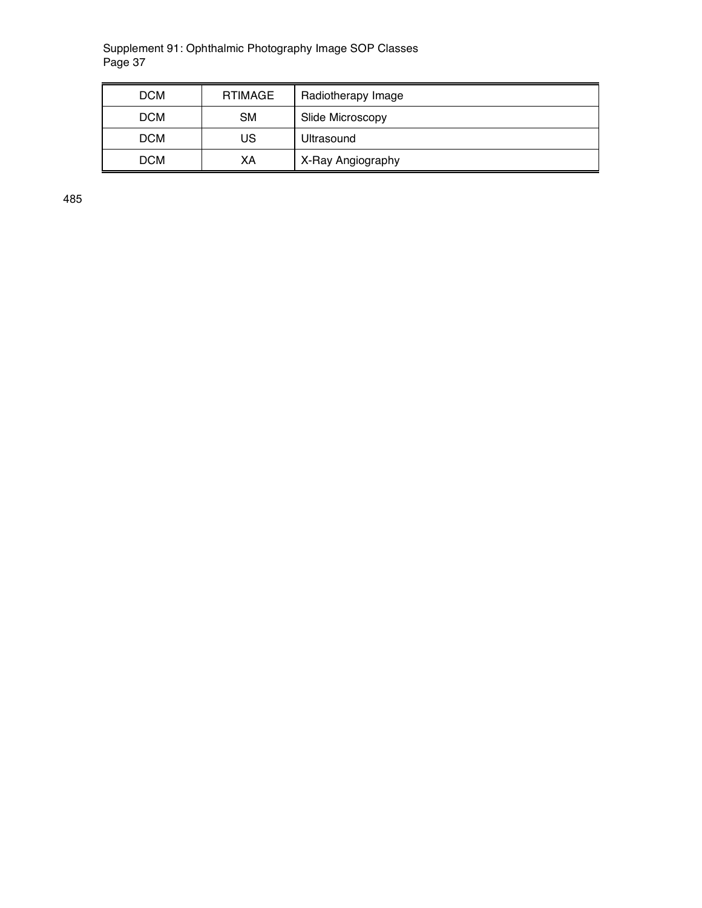| DCM | RTIMAGE | Radiotherapy Image |
|---|---|---|
| DCM | SM | Slide Microscopy |
| DCM | US | Ultrasound |
| DCM | XA | X-Ray Angiography |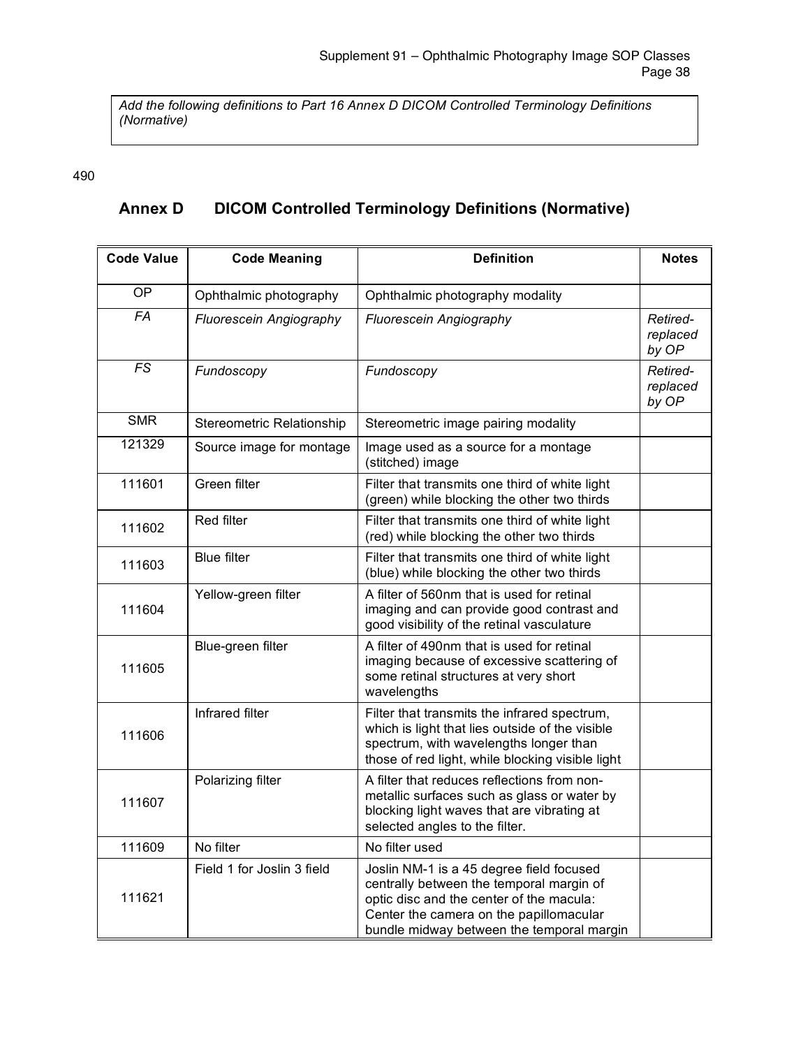*Add the following definitions to Part 16 Annex D DICOM Controlled Terminology Definitions (Normative)*

490

## Annex D DICOM Controlled Terminology Definitions (Normative)

| Code Value | Code Meaning | Definition | Notes |
|---|---|---|---|
| OP | Ophthalmic photography | Ophthalmic photography modality | |
| *FA* | *Fluorescein Angiography* | *Fluorescein Angiography* | *Retired-replaced by OP* |
| *FS* | *Fundoscopy* | *Fundoscopy* | *Retired-replaced by OP* |
| SMR | Stereometric Relationship | Stereometric image pairing modality | |
| 121329 | Source image for montage | Image used as a source for a montage (stitched) image | |
| 111601 | Green filter | Filter that transmits one third of white light (green) while blocking the other two thirds | |
| 111602 | Red filter | Filter that transmits one third of white light (red) while blocking the other two thirds | |
| 111603 | Blue filter | Filter that transmits one third of white light (blue) while blocking the other two thirds | |
| 111604 | Yellow-green filter | A filter of 560nm that is used for retinal imaging and can provide good contrast and good visibility of the retinal vasculature | |
| 111605 | Blue-green filter | A filter of 490nm that is used for retinal imaging because of excessive scattering of some retinal structures at very short wavelengths | |
| 111606 | Infrared filter | Filter that transmits the infrared spectrum, which is light that lies outside of the visible spectrum, with wavelengths longer than those of red light, while blocking visible light | |
| 111607 | Polarizing filter | A filter that reduces reflections from non-metallic surfaces such as glass or water by blocking light waves that are vibrating at selected angles to the filter. | |
| 111609 | No filter | No filter used | |
| 111621 | Field 1 for Joslin 3 field | Joslin NM-1 is a 45 degree field focused centrally between the temporal margin of optic disc and the center of the macula: Center the camera on the papillomacular bundle midway between the temporal margin | |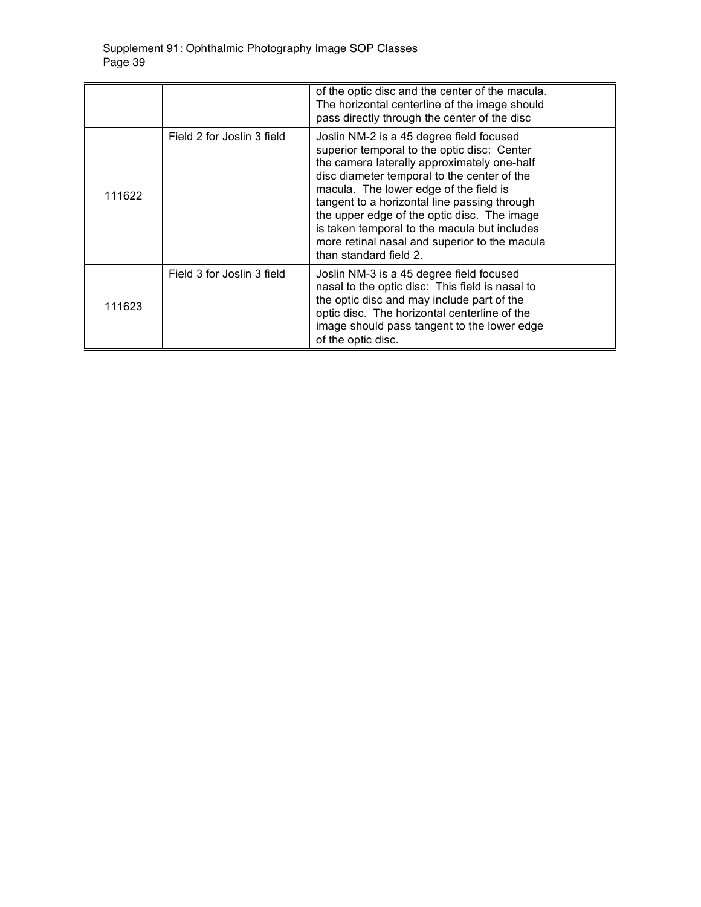| | | | |
|---|---|---|---|
| | | of the optic disc and the center of the macula. The horizontal centerline of the image should pass directly through the center of the disc | |
| 111622 | Field 2 for Joslin 3 field | Joslin NM-2 is a 45 degree field focused superior temporal to the optic disc: Center the camera laterally approximately one-half disc diameter temporal to the center of the macula. The lower edge of the field is tangent to a horizontal line passing through the upper edge of the optic disc. The image is taken temporal to the macula but includes more retinal nasal and superior to the macula than standard field 2. | |
| 111623 | Field 3 for Joslin 3 field | Joslin NM-3 is a 45 degree field focused nasal to the optic disc: This field is nasal to the optic disc and may include part of the optic disc. The horizontal centerline of the image should pass tangent to the lower edge of the optic disc. | |